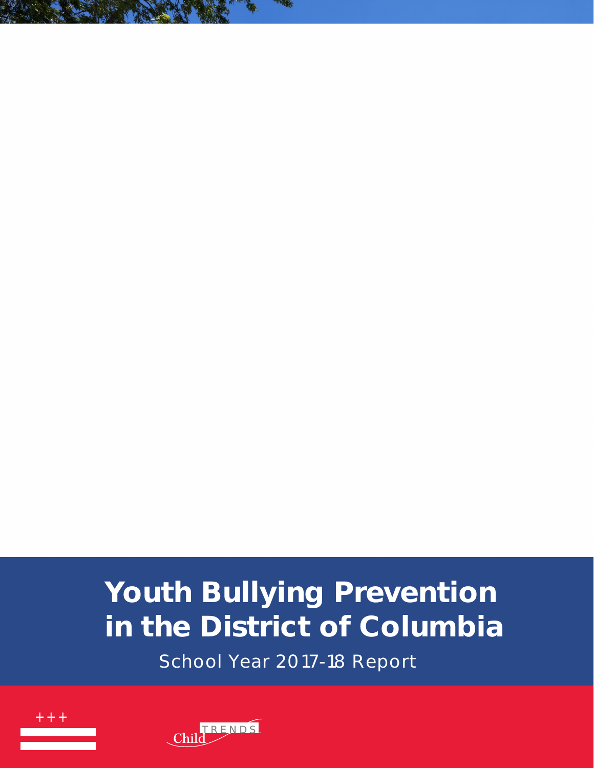# Youth Bullying Prevention in the District of Columbia

School Year 2017-18 Report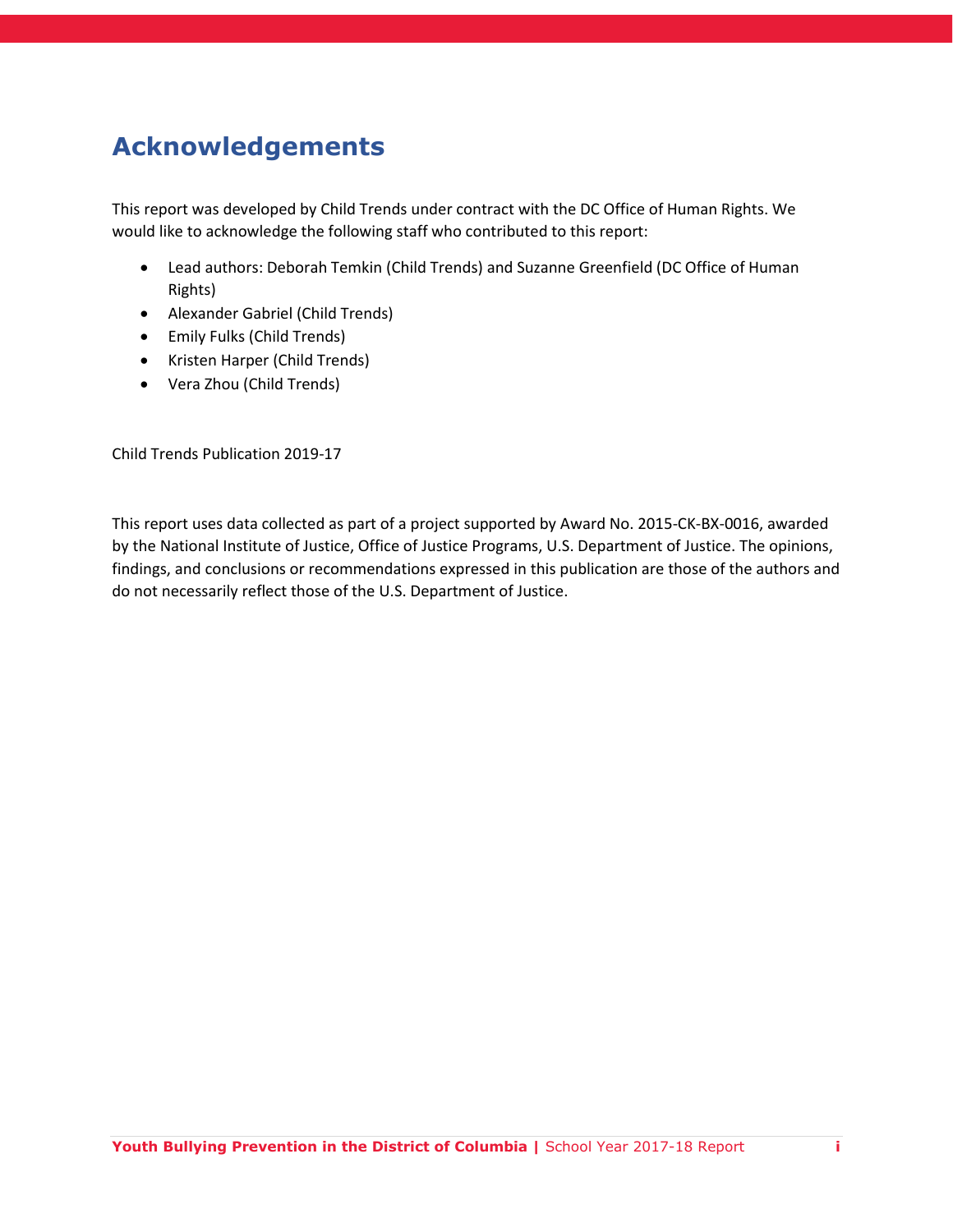## Acknowledgements

This report was developed by Child Trends under contract with the DC Office of Human Rights. We would like to acknowledge the following staff who contributed to this report:

- Lead authors: Deborah Temkin (Child Trends) and Suzanne Greenfield (DC Office of Human Rights)
- Alexander Gabriel (Child Trends)
- Emily Fulks (Child Trends)
- Kristen Harper (Child Trends)
- Vera Zhou (Child Trends)

Child Trends Publication 2019-17

This report uses data collected as part of a project supported by Award No. 2015-CK-BX-0016, awarded by the National Institute of Justice, Office of Justice Programs, U.S. Department of Justice. The opinions, findings, and conclusions or recommendations expressed in this publication are those of the authors and do not necessarily reflect those of the U.S. Department of Justice.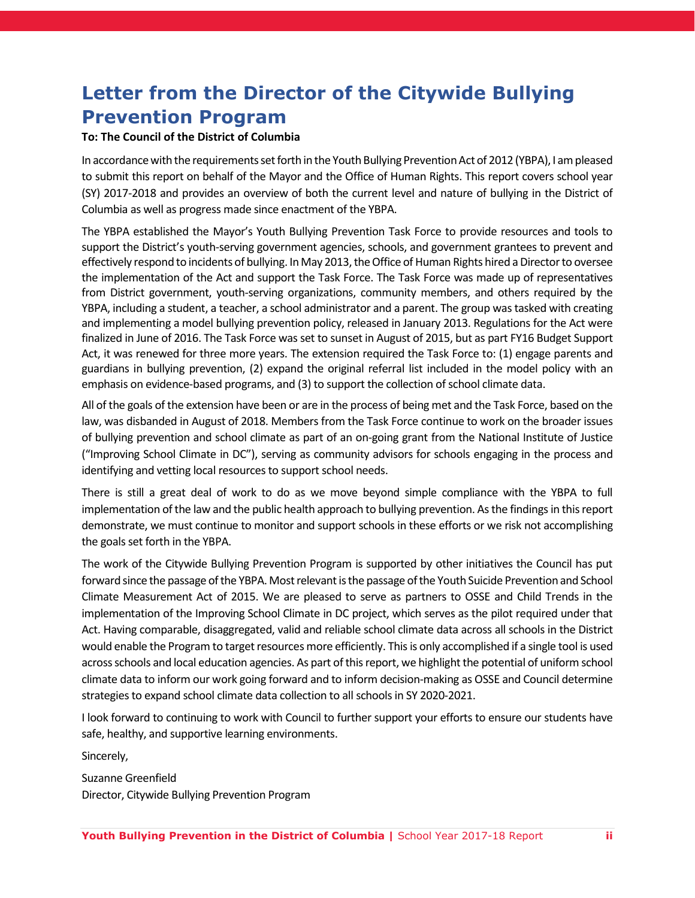# Letter from the Director of the Citywide Bullying Prevention Program

**To: The Council of the District of Columbia**

In accordance with the requirements set forth in the Youth Bullying Prevention Act of 2012 (YBPA), I am pleased to submit this report on behalf of the Mayor and the Office of Human Rights. This report covers school year (SY) 2017-2018 and provides an overview of both the current level and nature of bullying in the District of Columbia as well as progress made since enactment of the YBPA.

The YBPA established the Mayor's Youth Bullying Prevention Task Force to provide resources and tools to support the District's youth-serving government agencies, schools, and government grantees to prevent and effectively respond to incidents of bullying. In May 2013, the Office of Human Rights hired a Director to oversee the implementation of the Act and support the Task Force. The Task Force was made up of representatives from District government, youth-serving organizations, community members, and others required by the YBPA, including a student, a teacher, a school administrator and a parent. The group was tasked with creating and implementing a model bullying prevention policy, released in January 2013. Regulations for the Act were finalized in June of 2016. The Task Force was set to sunset in August of 2015, but as part FY16 Budget Support Act, it was renewed for three more years. The extension required the Task Force to: (1) engage parents and guardians in bullying prevention, (2) expand the original referral list included in the model policy with an emphasis on evidence-based programs, and (3) to support the collection of school climate data.

All of the goals of the extension have been or are in the process of being met and the Task Force, based on the law, was disbanded in August of 2018. Members from the Task Force continue to work on the broader issues of bullying prevention and school climate as part of an on-going grant from the National Institute of Justice ("Improving School Climate in DC"), serving as community advisors for schools engaging in the process and identifying and vetting local resources to support school needs.

There is still a great deal of work to do as we move beyond simple compliance with the YBPA to full implementation of the law and the public health approach to bullying prevention. As the findings in this report demonstrate, we must continue to monitor and support schools in these efforts or we risk not accomplishing the goals set forth in the YBPA.

The work of the Citywide Bullying Prevention Program is supported by other initiatives the Council has put forward since the passage of the YBPA. Most relevant is the passage of the Youth Suicide Prevention and School Climate Measurement Act of 2015. We are pleased to serve as partners to OSSE and Child Trends in the implementation of the Improving School Climate in DC project, which serves as the pilot required under that Act. Having comparable, disaggregated, valid and reliable school climate data across all schools in the District would enable the Program to target resources more efficiently. This is only accomplished if a single tool is used across schools and local education agencies. As part of this report, we highlight the potential of uniform school climate data to inform our work going forward and to inform decision-making as OSSE and Council determine strategies to expand school climate data collection to all schools in SY 2020-2021.

I look forward to continuing to work with Council to further support your efforts to ensure our students have safe, healthy, and supportive learning environments.

Sincerely,

Suzanne Greenfield  
Director, Citywide Bullying Prevention Program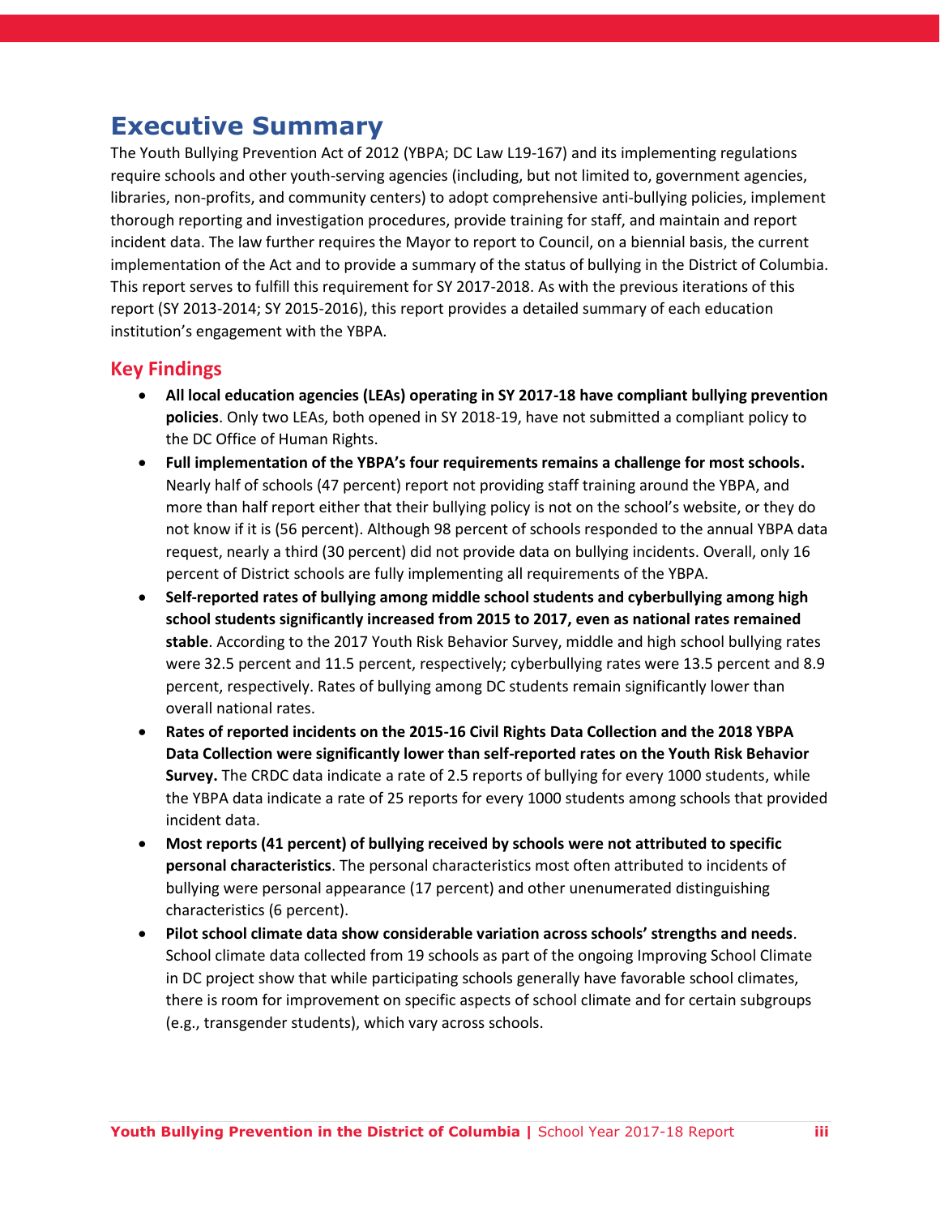# Executive Summary

The Youth Bullying Prevention Act of 2012 (YBPA; DC Law L19-167) and its implementing regulations require schools and other youth-serving agencies (including, but not limited to, government agencies, libraries, non-profits, and community centers) to adopt comprehensive anti-bullying policies, implement thorough reporting and investigation procedures, provide training for staff, and maintain and report incident data. The law further requires the Mayor to report to Council, on a biennial basis, the current implementation of the Act and to provide a summary of the status of bullying in the District of Columbia. This report serves to fulfill this requirement for SY 2017-2018. As with the previous iterations of this report (SY 2013-2014; SY 2015-2016), this report provides a detailed summary of each education institution's engagement with the YBPA.

## Key Findings

- **All local education agencies (LEAs) operating in SY 2017-18 have compliant bullying prevention policies**. Only two LEAs, both opened in SY 2018-19, have not submitted a compliant policy to the DC Office of Human Rights.
- **Full implementation of the YBPA's four requirements remains a challenge for most schools.** Nearly half of schools (47 percent) report not providing staff training around the YBPA, and more than half report either that their bullying policy is not on the school's website, or they do not know if it is (56 percent). Although 98 percent of schools responded to the annual YBPA data request, nearly a third (30 percent) did not provide data on bullying incidents. Overall, only 16 percent of District schools are fully implementing all requirements of the YBPA.
- **Self-reported rates of bullying among middle school students and cyberbullying among high school students significantly increased from 2015 to 2017, even as national rates remained stable**. According to the 2017 Youth Risk Behavior Survey, middle and high school bullying rates were 32.5 percent and 11.5 percent, respectively; cyberbullying rates were 13.5 percent and 8.9 percent, respectively. Rates of bullying among DC students remain significantly lower than overall national rates.
- **Rates of reported incidents on the 2015-16 Civil Rights Data Collection and the 2018 YBPA Data Collection were significantly lower than self-reported rates on the Youth Risk Behavior Survey.** The CRDC data indicate a rate of 2.5 reports of bullying for every 1000 students, while the YBPA data indicate a rate of 25 reports for every 1000 students among schools that provided incident data.
- **Most reports (41 percent) of bullying received by schools were not attributed to specific personal characteristics**. The personal characteristics most often attributed to incidents of bullying were personal appearance (17 percent) and other unenumerated distinguishing characteristics (6 percent).
- **Pilot school climate data show considerable variation across schools' strengths and needs**. School climate data collected from 19 schools as part of the ongoing Improving School Climate in DC project show that while participating schools generally have favorable school climates, there is room for improvement on specific aspects of school climate and for certain subgroups (e.g., transgender students), which vary across schools.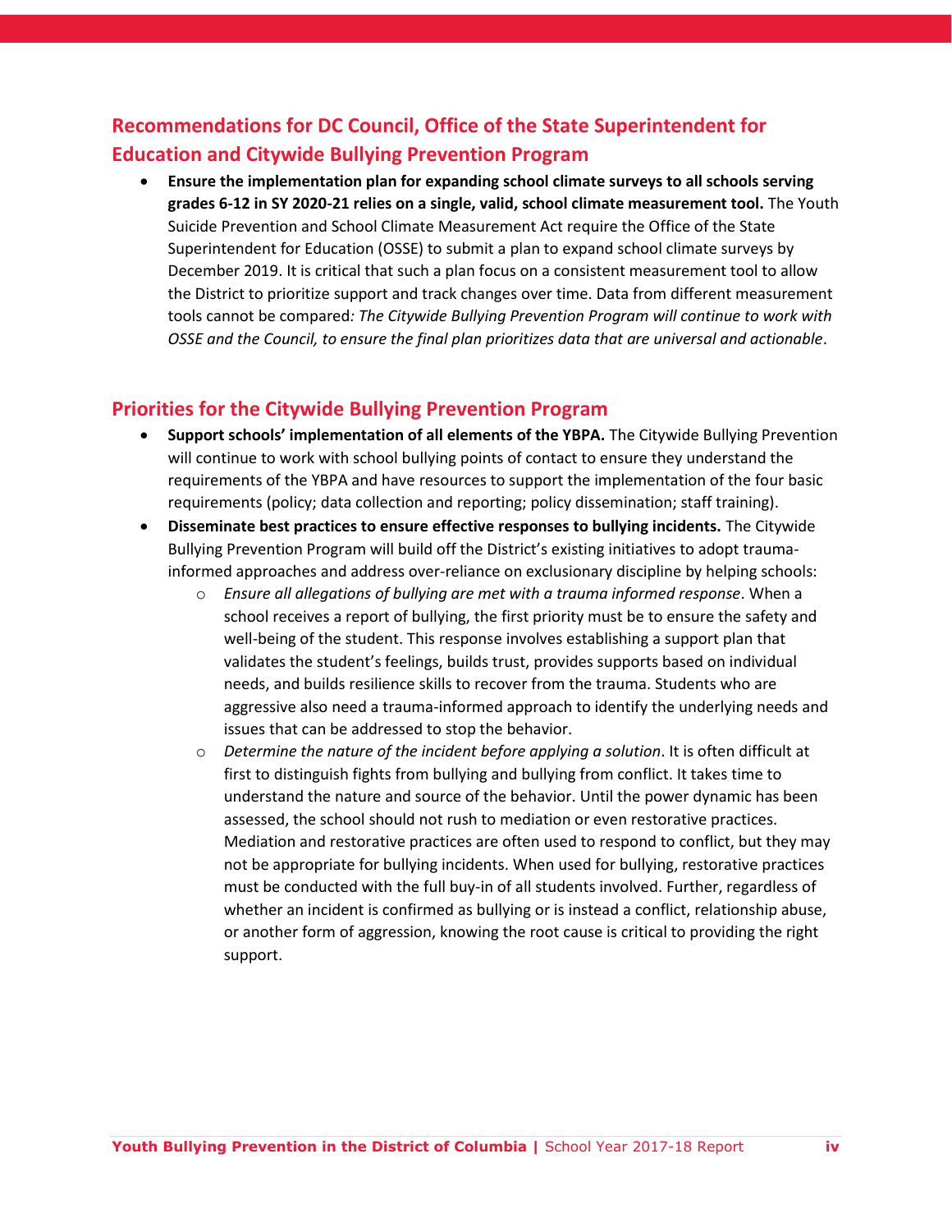## Recommendations for DC Council, Office of the State Superintendent for Education and Citywide Bullying Prevention Program

- **Ensure the implementation plan for expanding school climate surveys to all schools serving grades 6-12 in SY 2020-21 relies on a single, valid, school climate measurement tool.** The Youth Suicide Prevention and School Climate Measurement Act require the Office of the State Superintendent for Education (OSSE) to submit a plan to expand school climate surveys by December 2019. It is critical that such a plan focus on a consistent measurement tool to allow the District to prioritize support and track changes over time. Data from different measurement tools cannot be compared*: The Citywide Bullying Prevention Program will continue to work with OSSE and the Council, to ensure the final plan prioritizes data that are universal and actionable*.

## Priorities for the Citywide Bullying Prevention Program

- **Support schools' implementation of all elements of the YBPA.** The Citywide Bullying Prevention will continue to work with school bullying points of contact to ensure they understand the requirements of the YBPA and have resources to support the implementation of the four basic requirements (policy; data collection and reporting; policy dissemination; staff training).
- **Disseminate best practices to ensure effective responses to bullying incidents.** The Citywide Bullying Prevention Program will build off the District's existing initiatives to adopt trauma-informed approaches and address over-reliance on exclusionary discipline by helping schools:
  - *Ensure all allegations of bullying are met with a trauma informed response*. When a school receives a report of bullying, the first priority must be to ensure the safety and well-being of the student. This response involves establishing a support plan that validates the student's feelings, builds trust, provides supports based on individual needs, and builds resilience skills to recover from the trauma. Students who are aggressive also need a trauma-informed approach to identify the underlying needs and issues that can be addressed to stop the behavior.
  - *Determine the nature of the incident before applying a solution*. It is often difficult at first to distinguish fights from bullying and bullying from conflict. It takes time to understand the nature and source of the behavior. Until the power dynamic has been assessed, the school should not rush to mediation or even restorative practices. Mediation and restorative practices are often used to respond to conflict, but they may not be appropriate for bullying incidents. When used for bullying, restorative practices must be conducted with the full buy-in of all students involved. Further, regardless of whether an incident is confirmed as bullying or is instead a conflict, relationship abuse, or another form of aggression, knowing the root cause is critical to providing the right support.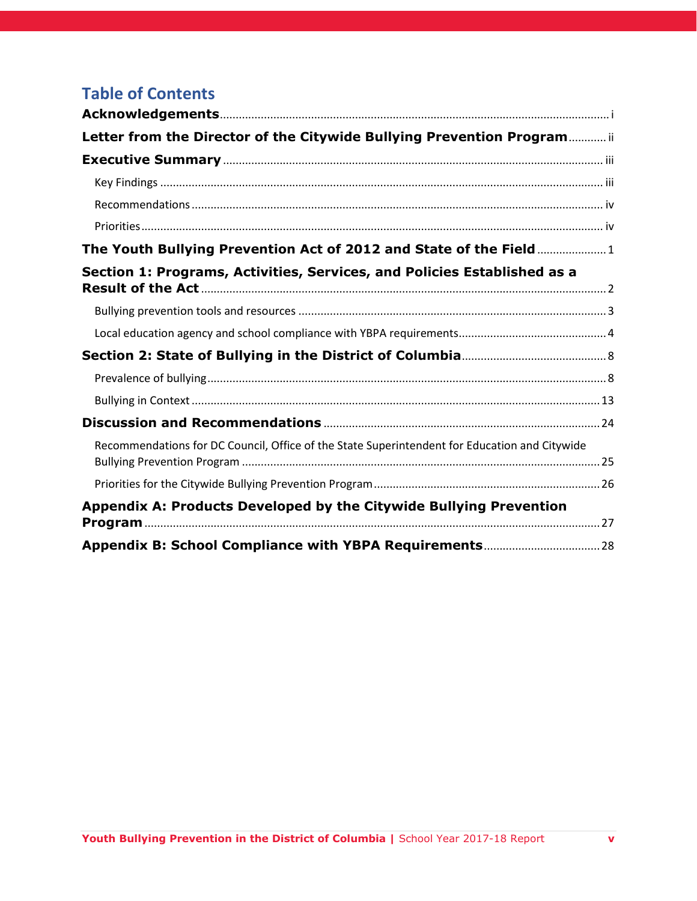## Table of Contents

**Acknowledgements** ... i

**Letter from the Director of the Citywide Bullying Prevention Program** ... ii

**Executive Summary** ... iii

- Key Findings ... iii
- Recommendations ... iv
- Priorities ... iv

**The Youth Bullying Prevention Act of 2012 and State of the Field** ... 1

**Section 1: Programs, Activities, Services, and Policies Established as a Result of the Act** ... 2

- Bullying prevention tools and resources ... 3
- Local education agency and school compliance with YBPA requirements ... 4

**Section 2: State of Bullying in the District of Columbia** ... 8

- Prevalence of bullying ... 8
- Bullying in Context ... 13

**Discussion and Recommendations** ... 24

- Recommendations for DC Council, Office of the State Superintendent for Education and Citywide Bullying Prevention Program ... 25
- Priorities for the Citywide Bullying Prevention Program ... 26

**Appendix A: Products Developed by the Citywide Bullying Prevention Program** ... 27

**Appendix B: School Compliance with YBPA Requirements** ... 28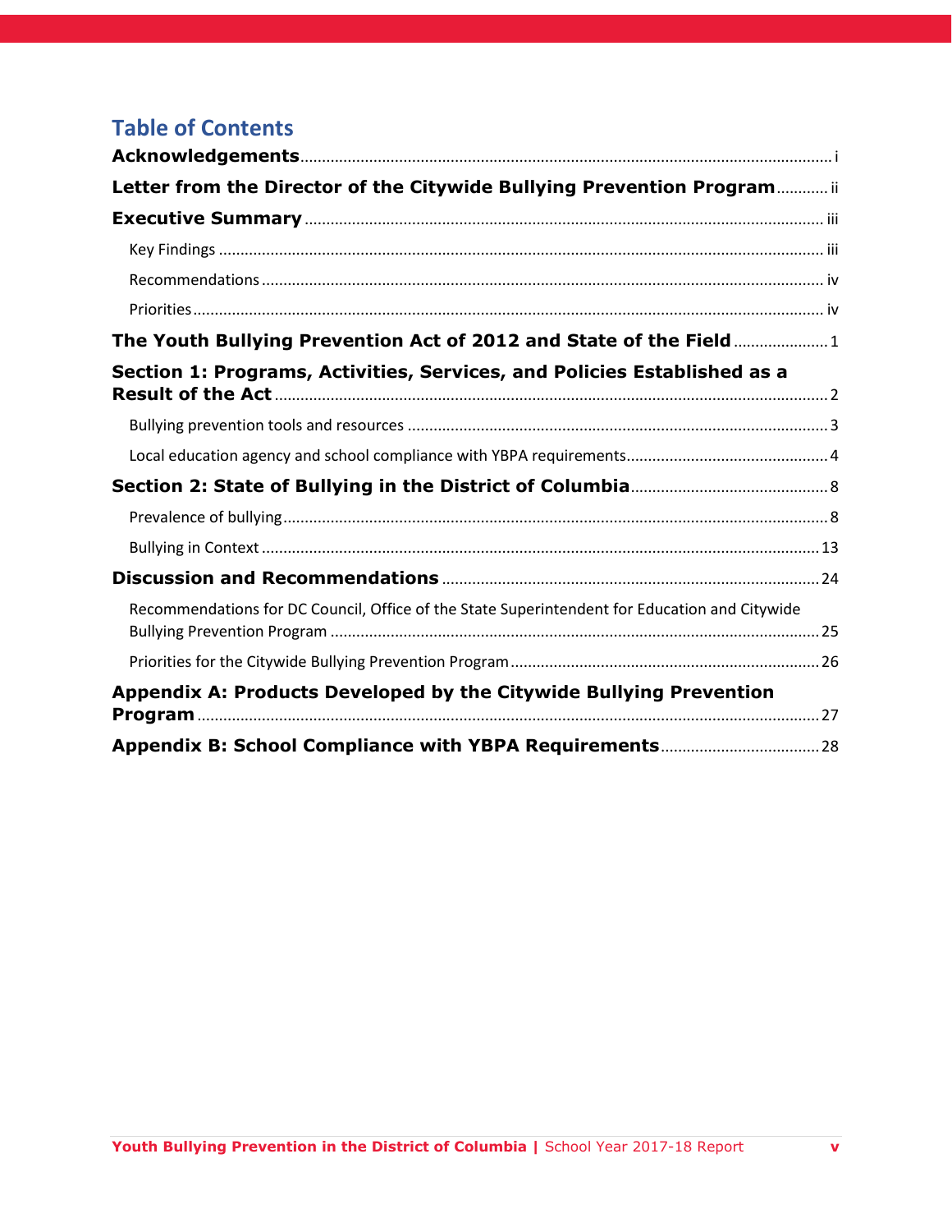# Table of Contents

**Acknowledgements** .......... i

**Letter from the Director of the Citywide Bullying Prevention Program** .......... ii

**Executive Summary** .......... iii

- Key Findings .......... iii
- Recommendations .......... iv
- Priorities .......... iv

**The Youth Bullying Prevention Act of 2012 and State of the Field** .......... 1

**Section 1: Programs, Activities, Services, and Policies Established as a Result of the Act** .......... 2

- Bullying prevention tools and resources .......... 3
- Local education agency and school compliance with YBPA requirements .......... 4

**Section 2: State of Bullying in the District of Columbia** .......... 8

- Prevalence of bullying .......... 8
- Bullying in Context .......... 13

**Discussion and Recommendations** .......... 24

- Recommendations for DC Council, Office of the State Superintendent for Education and Citywide Bullying Prevention Program .......... 25
- Priorities for the Citywide Bullying Prevention Program .......... 26

**Appendix A: Products Developed by the Citywide Bullying Prevention Program** .......... 27

**Appendix B: School Compliance with YBPA Requirements** .......... 28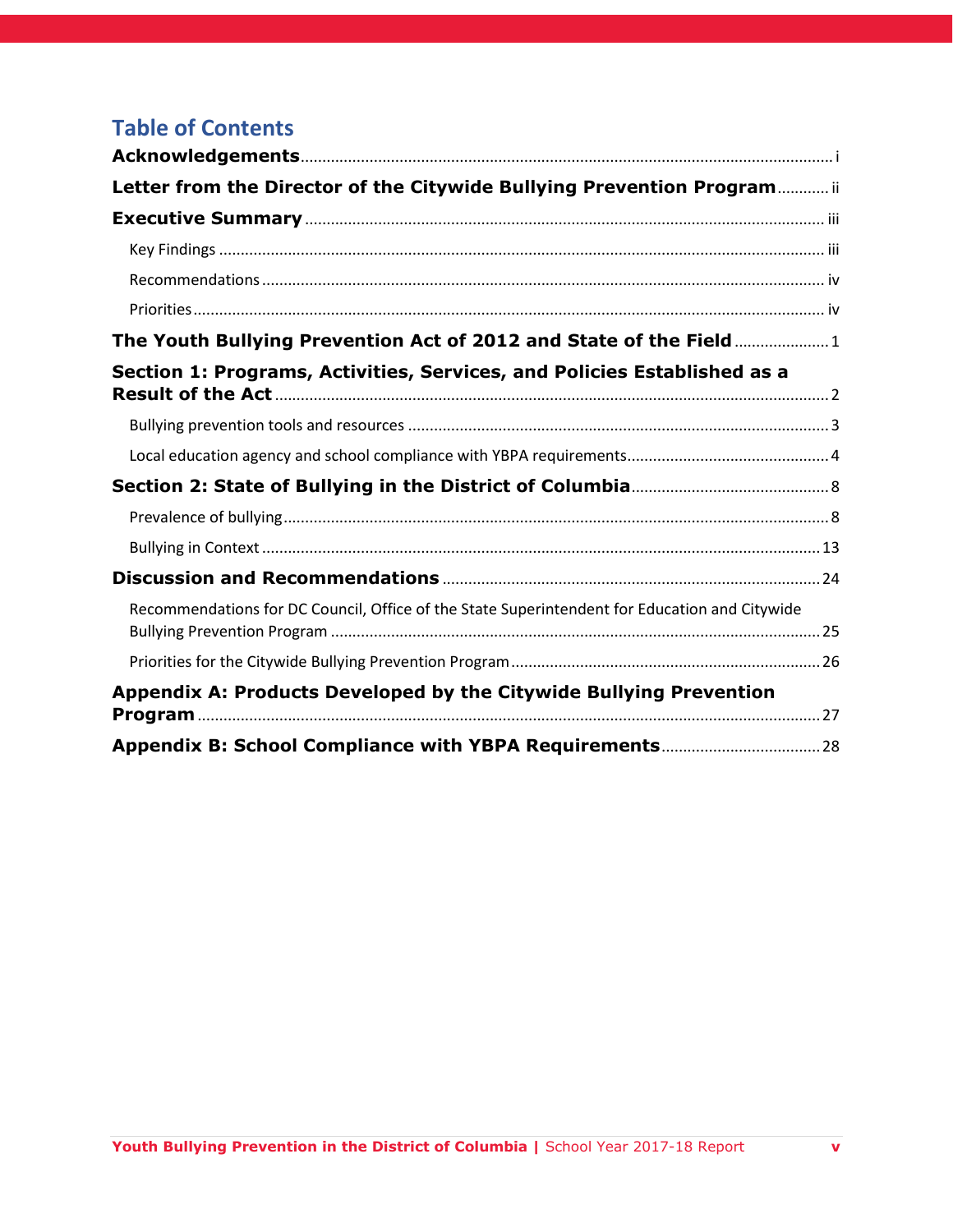## Table of Contents

**Acknowledgements** .......... i

**Letter from the Director of the Citywide Bullying Prevention Program** .......... ii

**Executive Summary** .......... iii

- Key Findings .......... iii
- Recommendations .......... iv
- Priorities .......... iv

**The Youth Bullying Prevention Act of 2012 and State of the Field** .......... 1

**Section 1: Programs, Activities, Services, and Policies Established as a Result of the Act** .......... 2

- Bullying prevention tools and resources .......... 3
- Local education agency and school compliance with YBPA requirements .......... 4

**Section 2: State of Bullying in the District of Columbia** .......... 8

- Prevalence of bullying .......... 8
- Bullying in Context .......... 13

**Discussion and Recommendations** .......... 24

- Recommendations for DC Council, Office of the State Superintendent for Education and Citywide Bullying Prevention Program .......... 25
- Priorities for the Citywide Bullying Prevention Program .......... 26

**Appendix A: Products Developed by the Citywide Bullying Prevention Program** .......... 27

**Appendix B: School Compliance with YBPA Requirements** .......... 28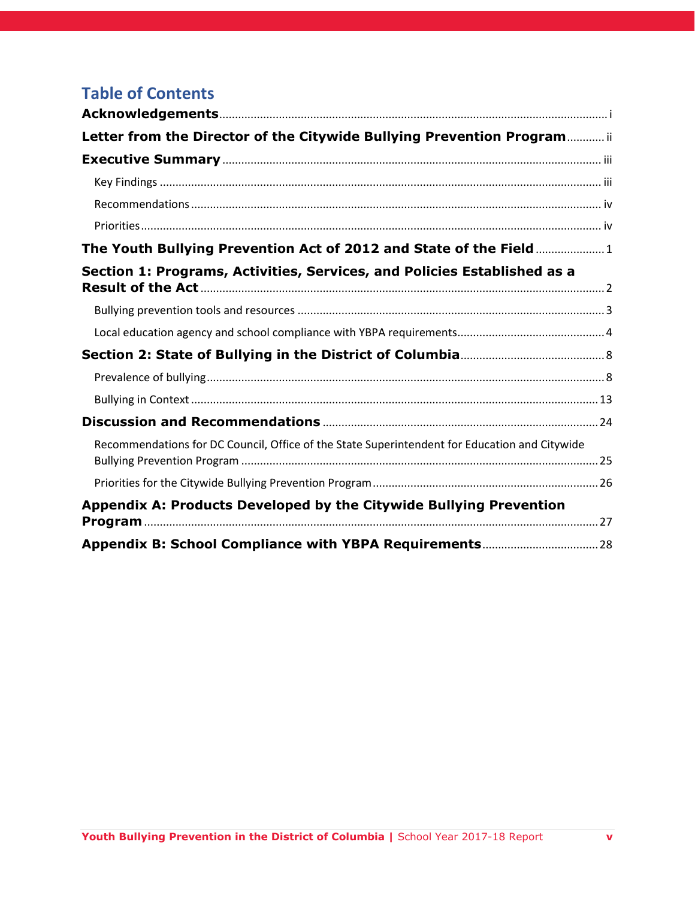## Table of Contents

**Acknowledgements** .......... i

**Letter from the Director of the Citywide Bullying Prevention Program** .......... ii

**Executive Summary** .......... iii

- Key Findings .......... iii
- Recommendations .......... iv
- Priorities .......... iv

**The Youth Bullying Prevention Act of 2012 and State of the Field** .......... 1

**Section 1: Programs, Activities, Services, and Policies Established as a Result of the Act** .......... 2

- Bullying prevention tools and resources .......... 3
- Local education agency and school compliance with YBPA requirements .......... 4

**Section 2: State of Bullying in the District of Columbia** .......... 8

- Prevalence of bullying .......... 8
- Bullying in Context .......... 13

**Discussion and Recommendations** .......... 24

- Recommendations for DC Council, Office of the State Superintendent for Education and Citywide Bullying Prevention Program .......... 25
- Priorities for the Citywide Bullying Prevention Program .......... 26

**Appendix A: Products Developed by the Citywide Bullying Prevention Program** .......... 27

**Appendix B: School Compliance with YBPA Requirements** .......... 28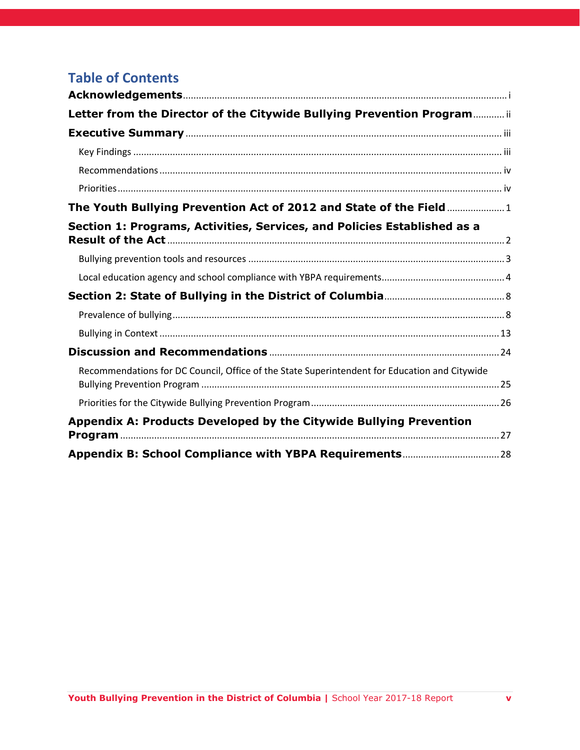## Table of Contents

**Acknowledgements** .......... i

**Letter from the Director of the Citywide Bullying Prevention Program** .......... ii

**Executive Summary** .......... iii

- Key Findings .......... iii
- Recommendations .......... iv
- Priorities .......... iv

**The Youth Bullying Prevention Act of 2012 and State of the Field** .......... 1

**Section 1: Programs, Activities, Services, and Policies Established as a Result of the Act** .......... 2

- Bullying prevention tools and resources .......... 3
- Local education agency and school compliance with YBPA requirements .......... 4

**Section 2: State of Bullying in the District of Columbia** .......... 8

- Prevalence of bullying .......... 8
- Bullying in Context .......... 13

**Discussion and Recommendations** .......... 24

- Recommendations for DC Council, Office of the State Superintendent for Education and Citywide Bullying Prevention Program .......... 25
- Priorities for the Citywide Bullying Prevention Program .......... 26

**Appendix A: Products Developed by the Citywide Bullying Prevention Program** .......... 27

**Appendix B: School Compliance with YBPA Requirements** .......... 28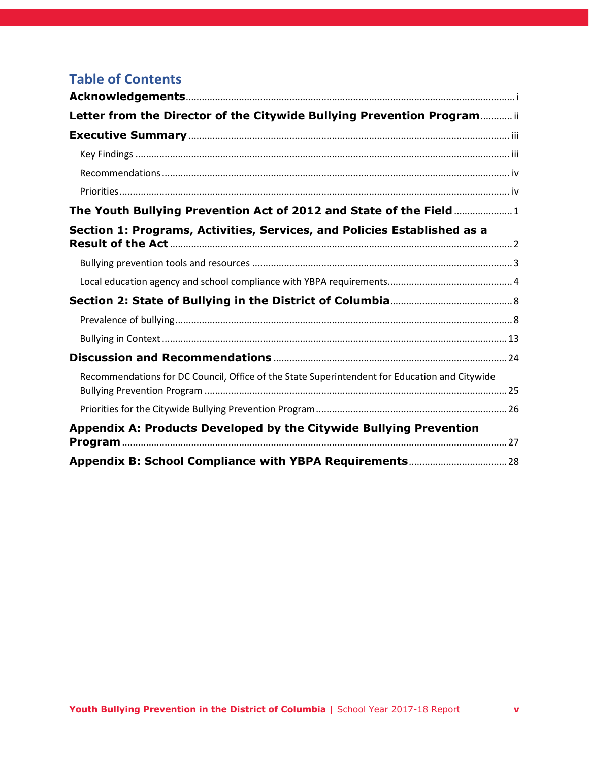## Table of Contents

**Acknowledgements** ........ i

**Letter from the Director of the Citywide Bullying Prevention Program** ........ ii

**Executive Summary** ........ iii

- Key Findings ........ iii
- Recommendations ........ iv
- Priorities ........ iv

**The Youth Bullying Prevention Act of 2012 and State of the Field** ........ 1

**Section 1: Programs, Activities, Services, and Policies Established as a Result of the Act** ........ 2

- Bullying prevention tools and resources ........ 3
- Local education agency and school compliance with YBPA requirements ........ 4

**Section 2: State of Bullying in the District of Columbia** ........ 8

- Prevalence of bullying ........ 8
- Bullying in Context ........ 13

**Discussion and Recommendations** ........ 24

- Recommendations for DC Council, Office of the State Superintendent for Education and Citywide Bullying Prevention Program ........ 25
- Priorities for the Citywide Bullying Prevention Program ........ 26

**Appendix A: Products Developed by the Citywide Bullying Prevention Program** ........ 27

**Appendix B: School Compliance with YBPA Requirements** ........ 28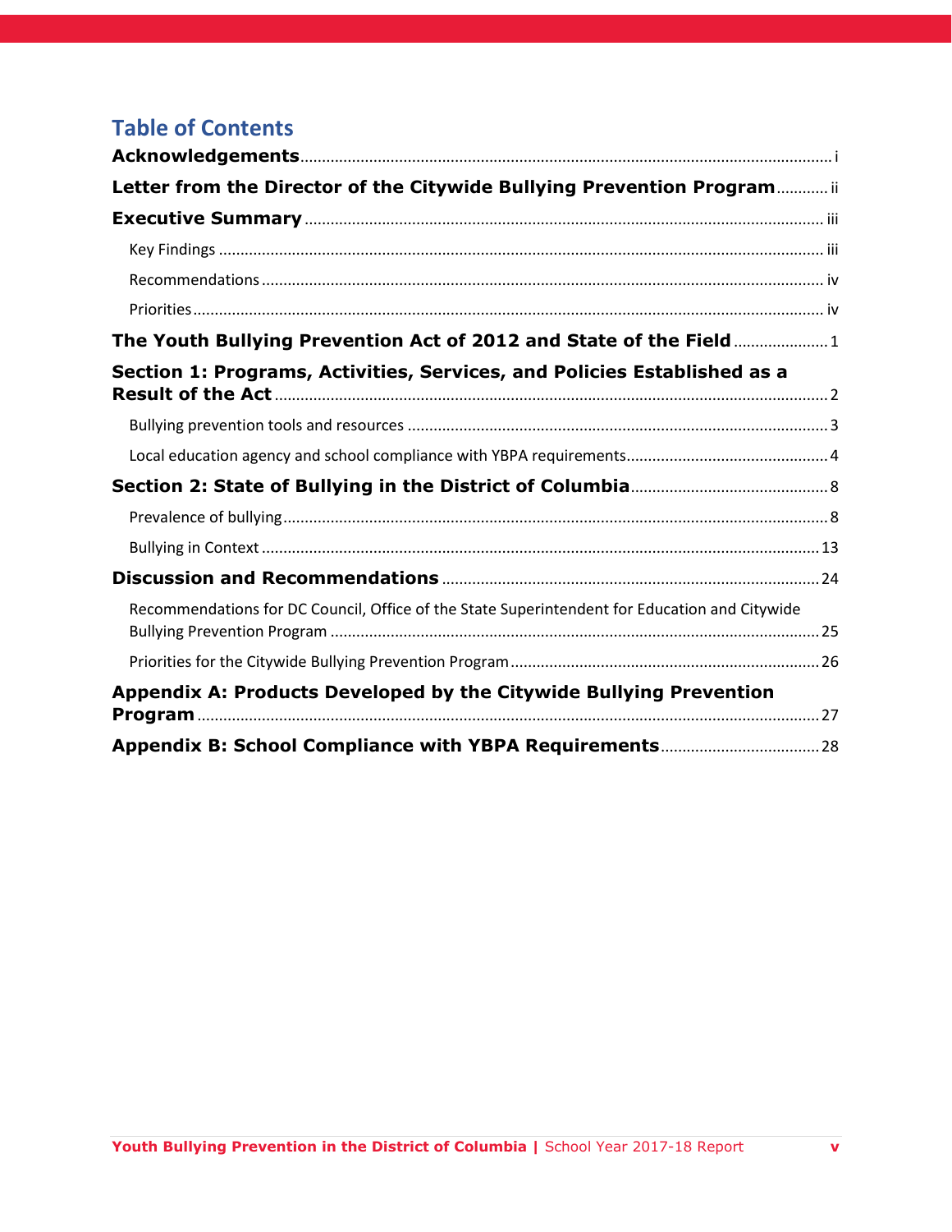## Table of Contents

**Acknowledgements** ........ i

**Letter from the Director of the Citywide Bullying Prevention Program** ........ ii

**Executive Summary** ........ iii

- Key Findings ........ iii
- Recommendations ........ iv
- Priorities ........ iv

**The Youth Bullying Prevention Act of 2012 and State of the Field** ........ 1

**Section 1: Programs, Activities, Services, and Policies Established as a Result of the Act** ........ 2

- Bullying prevention tools and resources ........ 3
- Local education agency and school compliance with YBPA requirements ........ 4

**Section 2: State of Bullying in the District of Columbia** ........ 8

- Prevalence of bullying ........ 8
- Bullying in Context ........ 13

**Discussion and Recommendations** ........ 24

- Recommendations for DC Council, Office of the State Superintendent for Education and Citywide Bullying Prevention Program ........ 25
- Priorities for the Citywide Bullying Prevention Program ........ 26

**Appendix A: Products Developed by the Citywide Bullying Prevention Program** ........ 27

**Appendix B: School Compliance with YBPA Requirements** ........ 28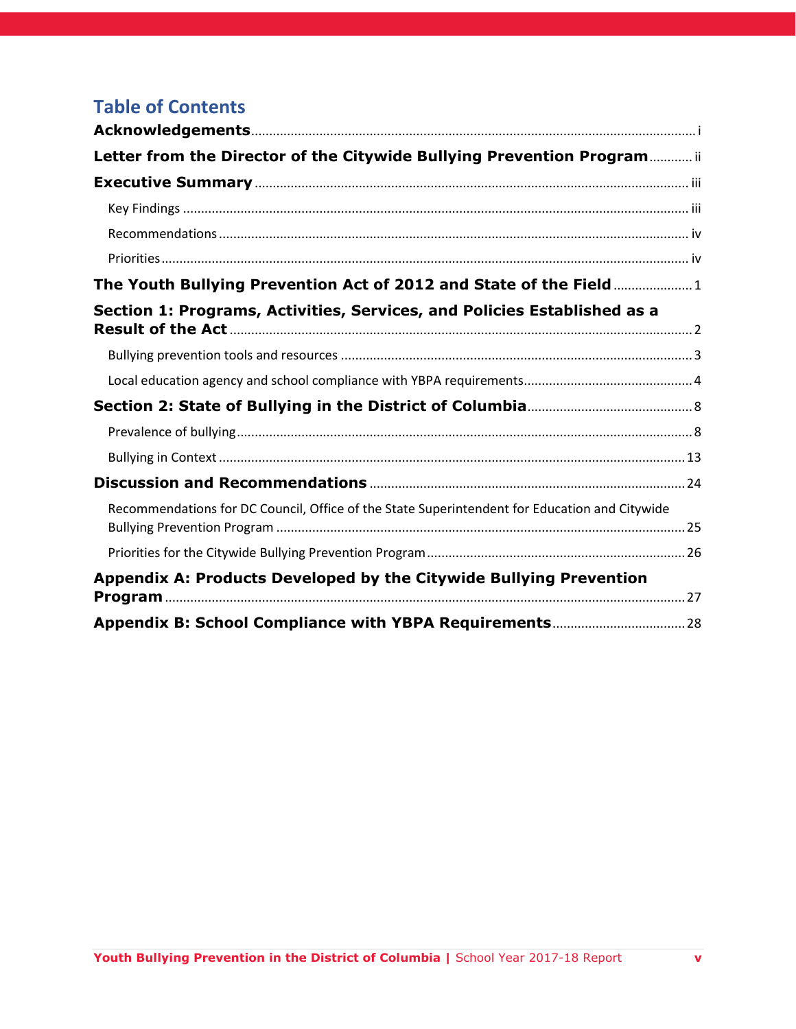# Table of Contents

**Acknowledgements** .......... i

**Letter from the Director of the Citywide Bullying Prevention Program** .......... ii

**Executive Summary** .......... iii

- Key Findings .......... iii
- Recommendations .......... iv
- Priorities .......... iv

**The Youth Bullying Prevention Act of 2012 and State of the Field** .......... 1

**Section 1: Programs, Activities, Services, and Policies Established as a Result of the Act** .......... 2

- Bullying prevention tools and resources .......... 3
- Local education agency and school compliance with YBPA requirements .......... 4

**Section 2: State of Bullying in the District of Columbia** .......... 8

- Prevalence of bullying .......... 8
- Bullying in Context .......... 13

**Discussion and Recommendations** .......... 24

- Recommendations for DC Council, Office of the State Superintendent for Education and Citywide Bullying Prevention Program .......... 25
- Priorities for the Citywide Bullying Prevention Program .......... 26

**Appendix A: Products Developed by the Citywide Bullying Prevention Program** .......... 27

**Appendix B: School Compliance with YBPA Requirements** .......... 28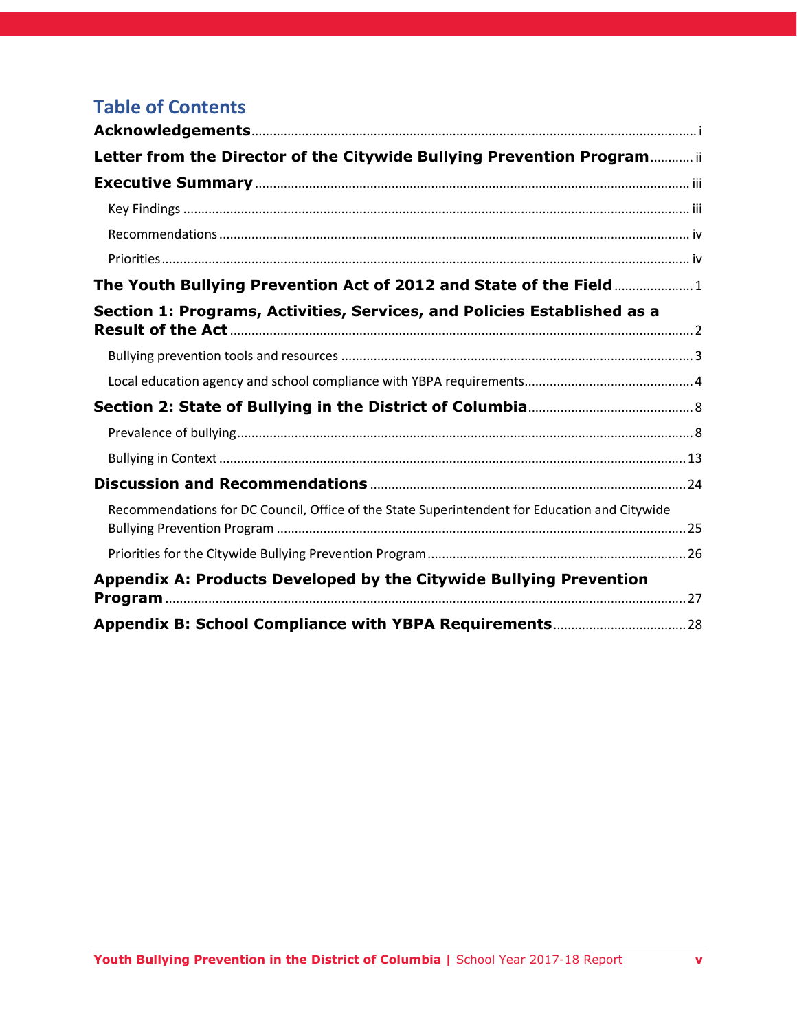## Table of Contents

**Acknowledgements** ........ i

**Letter from the Director of the Citywide Bullying Prevention Program** ........ ii

**Executive Summary** ........ iii

- Key Findings ........ iii
- Recommendations ........ iv
- Priorities ........ iv

**The Youth Bullying Prevention Act of 2012 and State of the Field** ........ 1

**Section 1: Programs, Activities, Services, and Policies Established as a Result of the Act** ........ 2

- Bullying prevention tools and resources ........ 3
- Local education agency and school compliance with YBPA requirements ........ 4

**Section 2: State of Bullying in the District of Columbia** ........ 8

- Prevalence of bullying ........ 8
- Bullying in Context ........ 13

**Discussion and Recommendations** ........ 24

- Recommendations for DC Council, Office of the State Superintendent for Education and Citywide Bullying Prevention Program ........ 25
- Priorities for the Citywide Bullying Prevention Program ........ 26

**Appendix A: Products Developed by the Citywide Bullying Prevention Program** ........ 27

**Appendix B: School Compliance with YBPA Requirements** ........ 28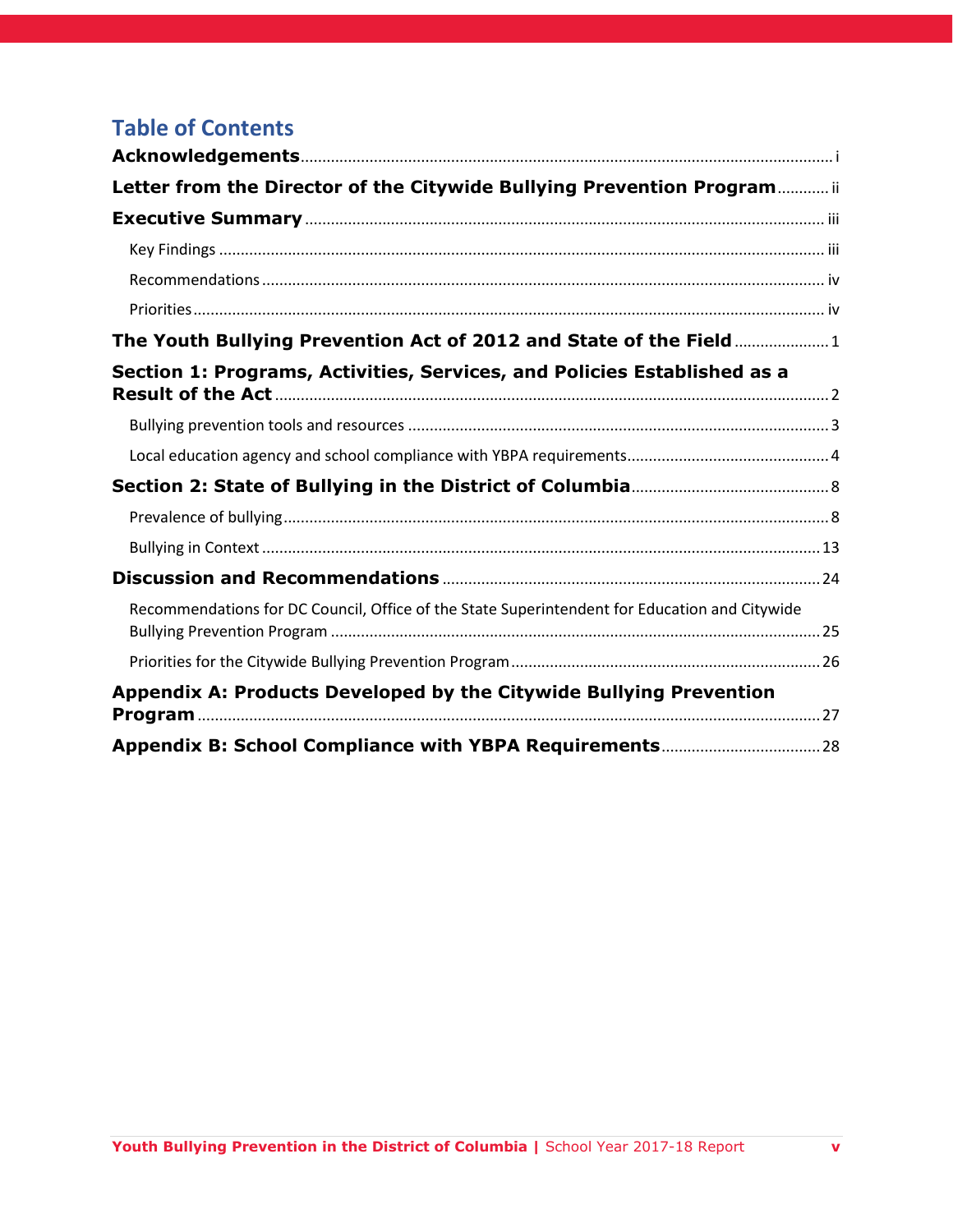# Table of Contents

**Acknowledgements** ... i

**Letter from the Director of the Citywide Bullying Prevention Program** ... ii

**Executive Summary** ... iii

- Key Findings ... iii
- Recommendations ... iv
- Priorities ... iv

**The Youth Bullying Prevention Act of 2012 and State of the Field** ... 1

**Section 1: Programs, Activities, Services, and Policies Established as a Result of the Act** ... 2

- Bullying prevention tools and resources ... 3
- Local education agency and school compliance with YBPA requirements ... 4

**Section 2: State of Bullying in the District of Columbia** ... 8

- Prevalence of bullying ... 8
- Bullying in Context ... 13

**Discussion and Recommendations** ... 24

- Recommendations for DC Council, Office of the State Superintendent for Education and Citywide Bullying Prevention Program ... 25
- Priorities for the Citywide Bullying Prevention Program ... 26

**Appendix A: Products Developed by the Citywide Bullying Prevention Program** ... 27

**Appendix B: School Compliance with YBPA Requirements** ... 28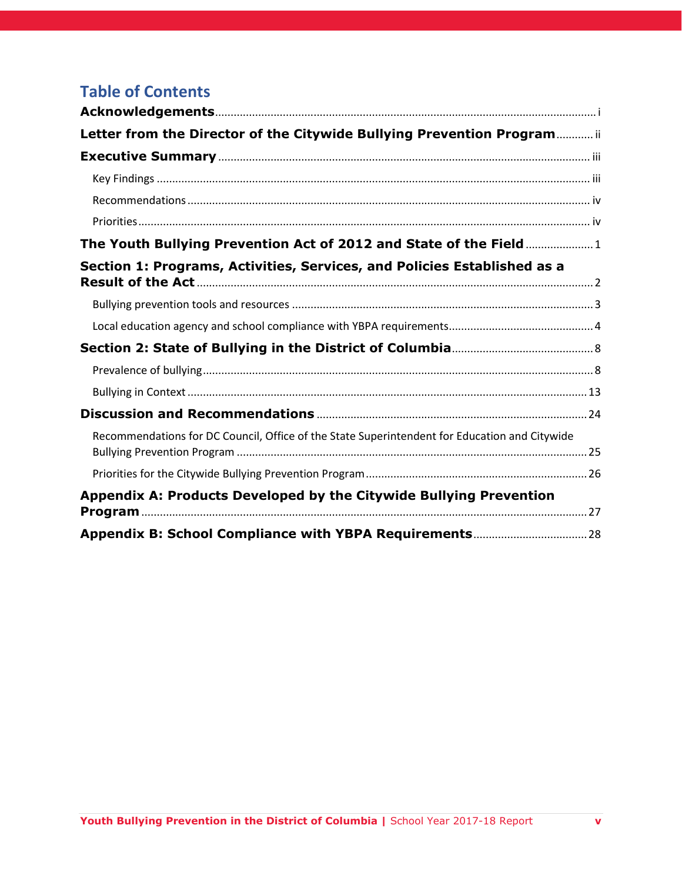## Table of Contents

**Acknowledgements** ........ i

**Letter from the Director of the Citywide Bullying Prevention Program** ........ ii

**Executive Summary** ........ iii

- Key Findings ........ iii
- Recommendations ........ iv
- Priorities ........ iv

**The Youth Bullying Prevention Act of 2012 and State of the Field** ........ 1

**Section 1: Programs, Activities, Services, and Policies Established as a Result of the Act** ........ 2

- Bullying prevention tools and resources ........ 3
- Local education agency and school compliance with YBPA requirements ........ 4

**Section 2: State of Bullying in the District of Columbia** ........ 8

- Prevalence of bullying ........ 8
- Bullying in Context ........ 13

**Discussion and Recommendations** ........ 24

- Recommendations for DC Council, Office of the State Superintendent for Education and Citywide Bullying Prevention Program ........ 25
- Priorities for the Citywide Bullying Prevention Program ........ 26

**Appendix A: Products Developed by the Citywide Bullying Prevention Program** ........ 27

**Appendix B: School Compliance with YBPA Requirements** ........ 28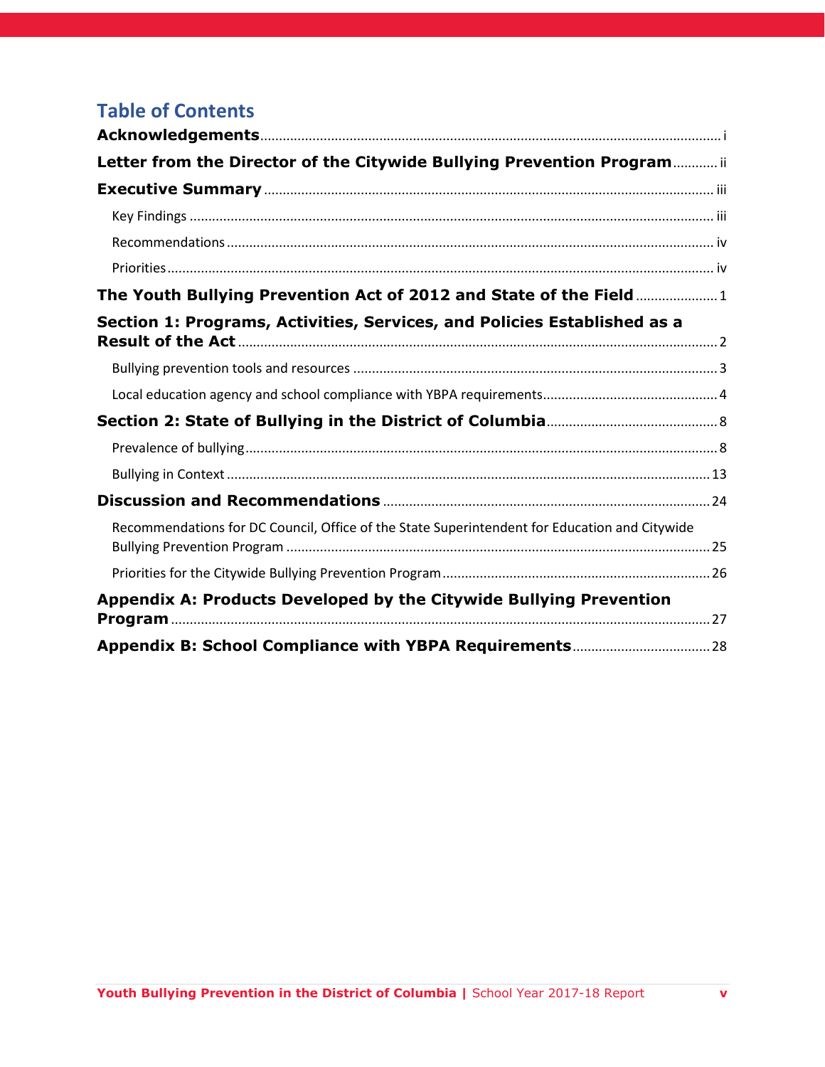# Table of Contents

**Acknowledgements** ........ i

**Letter from the Director of the Citywide Bullying Prevention Program** ........ ii

**Executive Summary** ........ iii

- Key Findings ........ iii
- Recommendations ........ iv
- Priorities ........ iv

**The Youth Bullying Prevention Act of 2012 and State of the Field** ........ 1

**Section 1: Programs, Activities, Services, and Policies Established as a Result of the Act** ........ 2

- Bullying prevention tools and resources ........ 3
- Local education agency and school compliance with YBPA requirements ........ 4

**Section 2: State of Bullying in the District of Columbia** ........ 8

- Prevalence of bullying ........ 8
- Bullying in Context ........ 13

**Discussion and Recommendations** ........ 24

- Recommendations for DC Council, Office of the State Superintendent for Education and Citywide Bullying Prevention Program ........ 25
- Priorities for the Citywide Bullying Prevention Program ........ 26

**Appendix A: Products Developed by the Citywide Bullying Prevention Program** ........ 27

**Appendix B: School Compliance with YBPA Requirements** ........ 28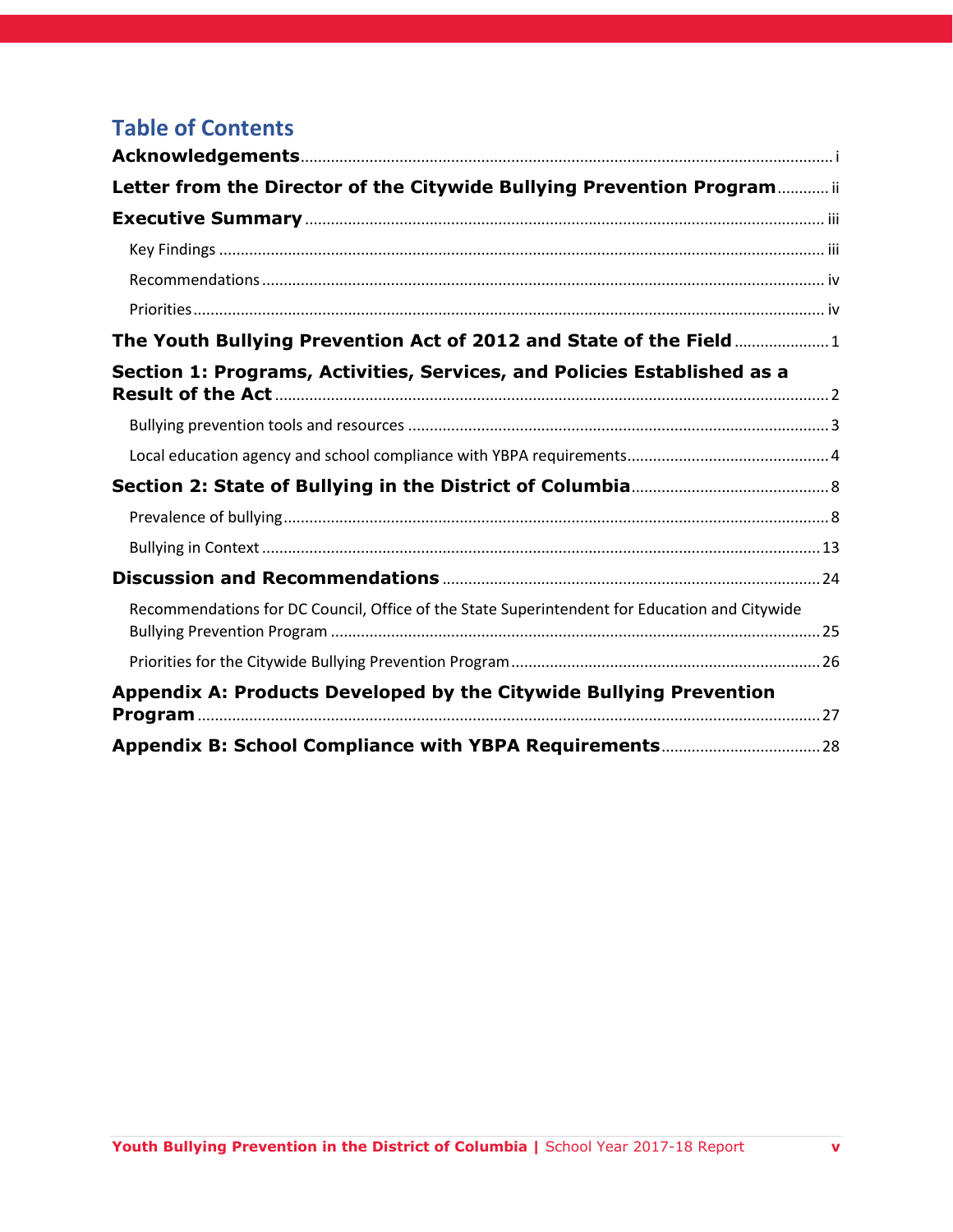# Table of Contents

**Acknowledgements** .......... i

**Letter from the Director of the Citywide Bullying Prevention Program** .......... ii

**Executive Summary** .......... iii

- Key Findings .......... iii
- Recommendations .......... iv
- Priorities .......... iv

**The Youth Bullying Prevention Act of 2012 and State of the Field** .......... 1

**Section 1: Programs, Activities, Services, and Policies Established as a Result of the Act** .......... 2

- Bullying prevention tools and resources .......... 3
- Local education agency and school compliance with YBPA requirements .......... 4

**Section 2: State of Bullying in the District of Columbia** .......... 8

- Prevalence of bullying .......... 8
- Bullying in Context .......... 13

**Discussion and Recommendations** .......... 24

- Recommendations for DC Council, Office of the State Superintendent for Education and Citywide Bullying Prevention Program .......... 25
- Priorities for the Citywide Bullying Prevention Program .......... 26

**Appendix A: Products Developed by the Citywide Bullying Prevention Program** .......... 27

**Appendix B: School Compliance with YBPA Requirements** .......... 28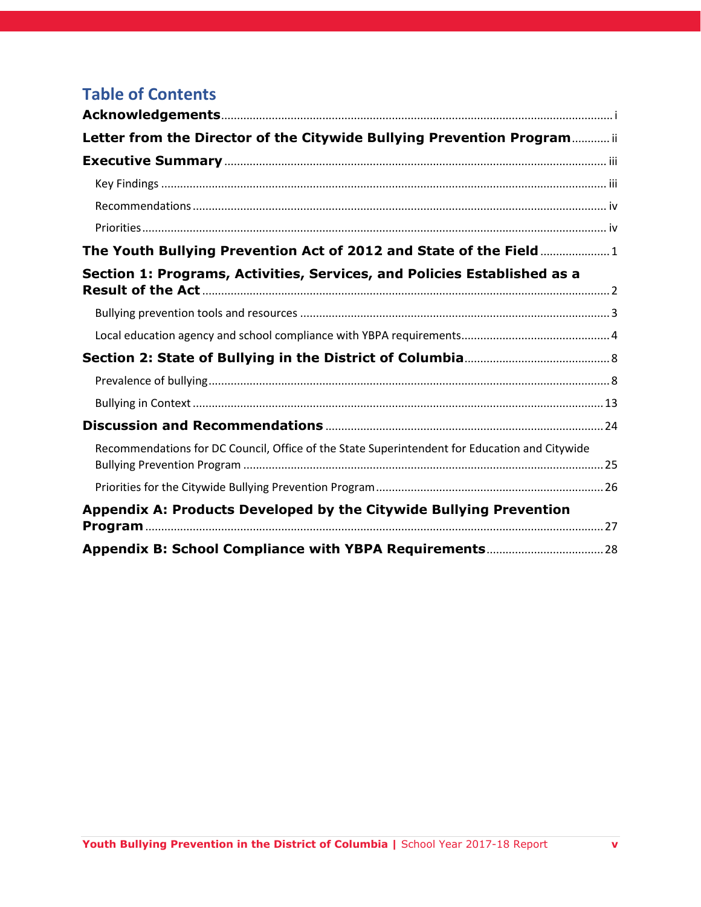# Table of Contents

**Acknowledgements** ............ i

**Letter from the Director of the Citywide Bullying Prevention Program** ............ ii

**Executive Summary** ............ iii

- Key Findings ............ iii
- Recommendations ............ iv
- Priorities ............ iv

**The Youth Bullying Prevention Act of 2012 and State of the Field** ............ 1

**Section 1: Programs, Activities, Services, and Policies Established as a Result of the Act** ............ 2

- Bullying prevention tools and resources ............ 3
- Local education agency and school compliance with YBPA requirements ............ 4

**Section 2: State of Bullying in the District of Columbia** ............ 8

- Prevalence of bullying ............ 8
- Bullying in Context ............ 13

**Discussion and Recommendations** ............ 24

- Recommendations for DC Council, Office of the State Superintendent for Education and Citywide Bullying Prevention Program ............ 25
- Priorities for the Citywide Bullying Prevention Program ............ 26

**Appendix A: Products Developed by the Citywide Bullying Prevention Program** ............ 27

**Appendix B: School Compliance with YBPA Requirements** ............ 28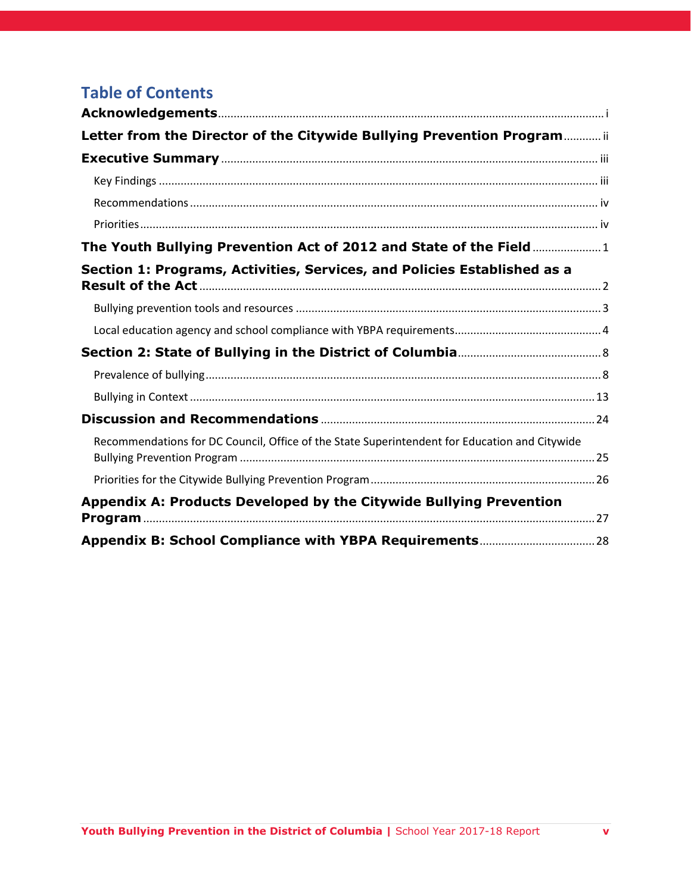# Table of Contents

**Acknowledgements** ........ i

**Letter from the Director of the Citywide Bullying Prevention Program** ........ ii

**Executive Summary** ........ iii

- Key Findings ........ iii
- Recommendations ........ iv
- Priorities ........ iv

**The Youth Bullying Prevention Act of 2012 and State of the Field** ........ 1

**Section 1: Programs, Activities, Services, and Policies Established as a Result of the Act** ........ 2

- Bullying prevention tools and resources ........ 3
- Local education agency and school compliance with YBPA requirements ........ 4

**Section 2: State of Bullying in the District of Columbia** ........ 8

- Prevalence of bullying ........ 8
- Bullying in Context ........ 13

**Discussion and Recommendations** ........ 24

- Recommendations for DC Council, Office of the State Superintendent for Education and Citywide Bullying Prevention Program ........ 25
- Priorities for the Citywide Bullying Prevention Program ........ 26

**Appendix A: Products Developed by the Citywide Bullying Prevention Program** ........ 27

**Appendix B: School Compliance with YBPA Requirements** ........ 28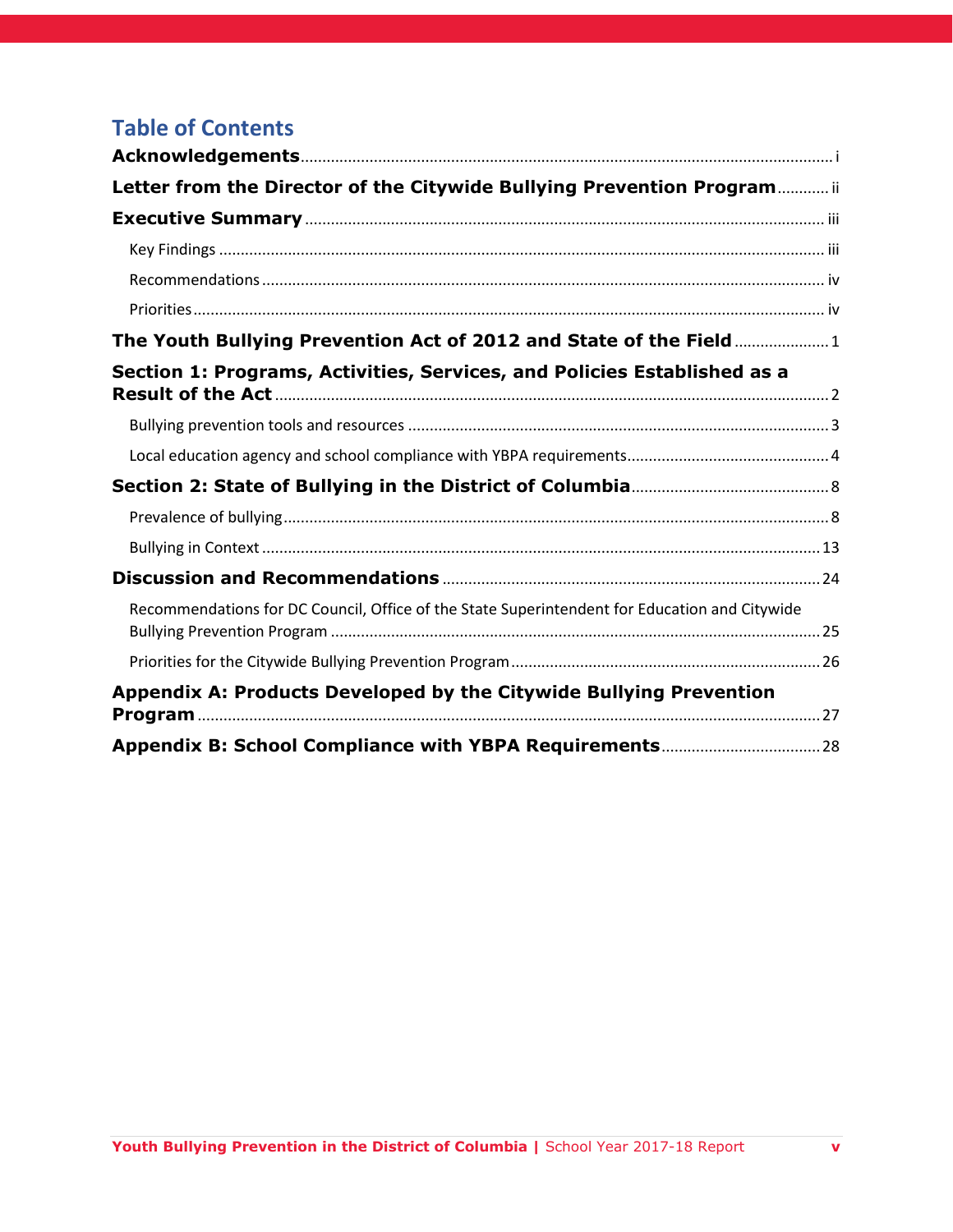## Table of Contents

**Acknowledgements** ........ i

**Letter from the Director of the Citywide Bullying Prevention Program** ........ ii

**Executive Summary** ........ iii

- Key Findings ........ iii
- Recommendations ........ iv
- Priorities ........ iv

**The Youth Bullying Prevention Act of 2012 and State of the Field** ........ 1

**Section 1: Programs, Activities, Services, and Policies Established as a Result of the Act** ........ 2

- Bullying prevention tools and resources ........ 3
- Local education agency and school compliance with YBPA requirements ........ 4

**Section 2: State of Bullying in the District of Columbia** ........ 8

- Prevalence of bullying ........ 8
- Bullying in Context ........ 13

**Discussion and Recommendations** ........ 24

- Recommendations for DC Council, Office of the State Superintendent for Education and Citywide Bullying Prevention Program ........ 25
- Priorities for the Citywide Bullying Prevention Program ........ 26

**Appendix A: Products Developed by the Citywide Bullying Prevention Program** ........ 27

**Appendix B: School Compliance with YBPA Requirements** ........ 28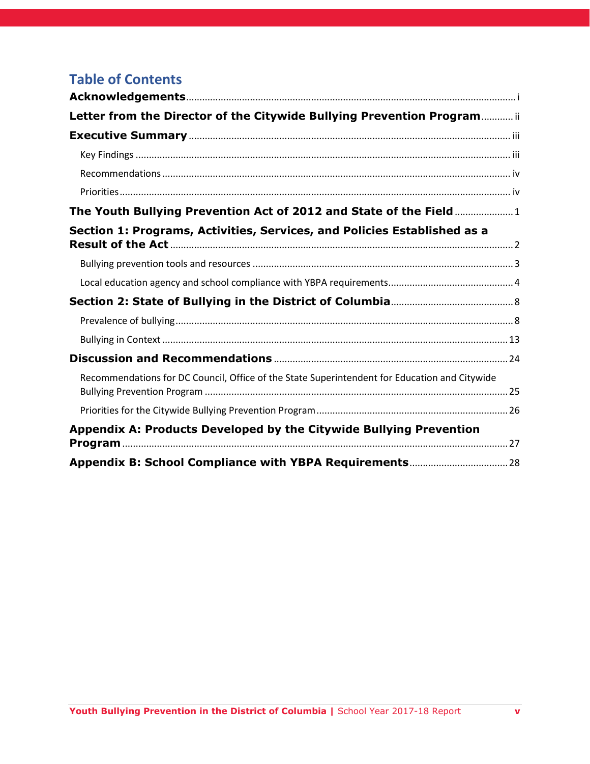# Table of Contents

**Acknowledgements** ........ i

**Letter from the Director of the Citywide Bullying Prevention Program** ........ ii

**Executive Summary** ........ iii

- Key Findings ........ iii
- Recommendations ........ iv
- Priorities ........ iv

**The Youth Bullying Prevention Act of 2012 and State of the Field** ........ 1

**Section 1: Programs, Activities, Services, and Policies Established as a Result of the Act** ........ 2

- Bullying prevention tools and resources ........ 3
- Local education agency and school compliance with YBPA requirements ........ 4

**Section 2: State of Bullying in the District of Columbia** ........ 8

- Prevalence of bullying ........ 8
- Bullying in Context ........ 13

**Discussion and Recommendations** ........ 24

- Recommendations for DC Council, Office of the State Superintendent for Education and Citywide Bullying Prevention Program ........ 25
- Priorities for the Citywide Bullying Prevention Program ........ 26

**Appendix A: Products Developed by the Citywide Bullying Prevention Program** ........ 27

**Appendix B: School Compliance with YBPA Requirements** ........ 28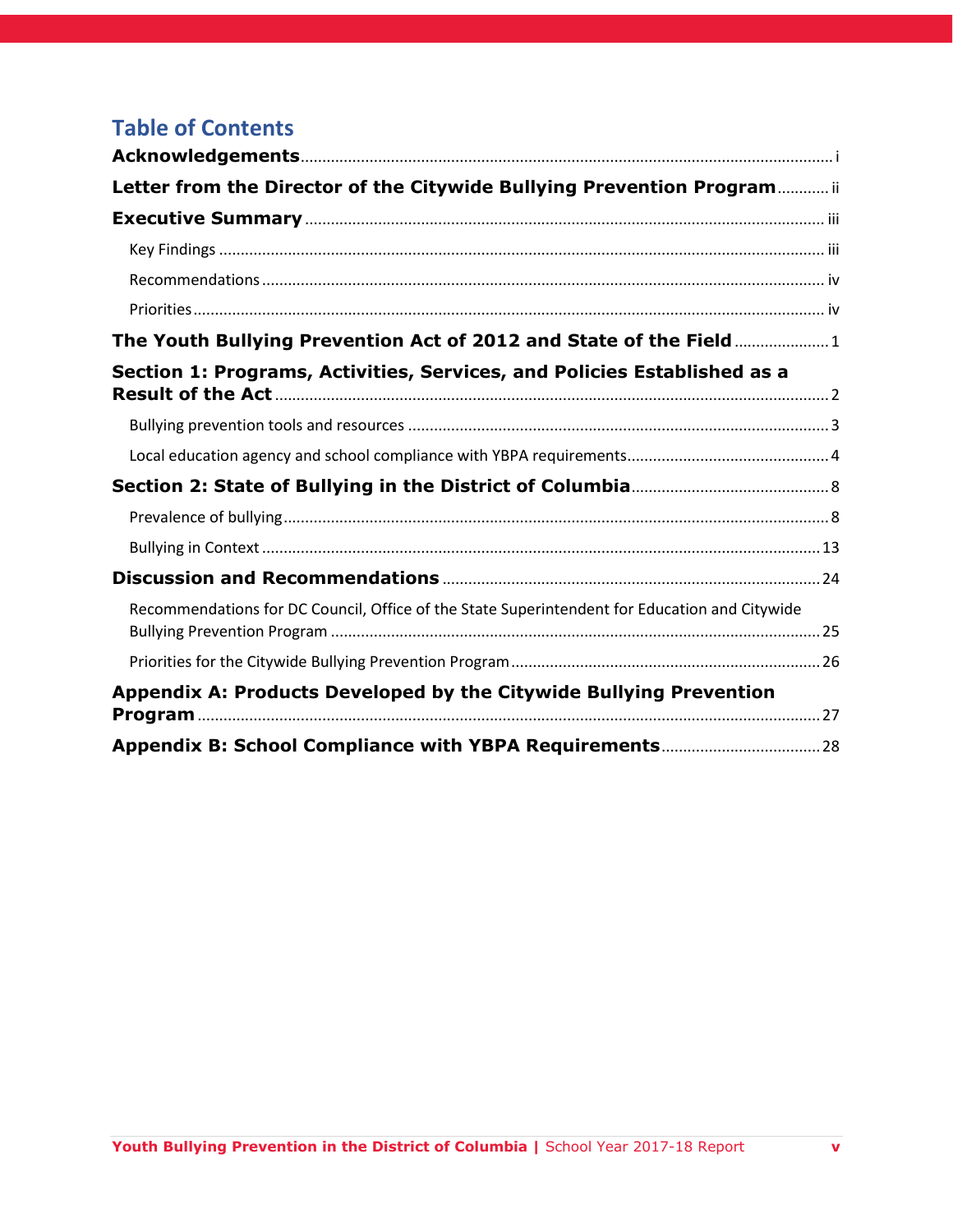# Table of Contents

**Acknowledgements** ........ i

**Letter from the Director of the Citywide Bullying Prevention Program** ........ ii

**Executive Summary** ........ iii

- Key Findings ........ iii
- Recommendations ........ iv
- Priorities ........ iv

**The Youth Bullying Prevention Act of 2012 and State of the Field** ........ 1

**Section 1: Programs, Activities, Services, and Policies Established as a Result of the Act** ........ 2

- Bullying prevention tools and resources ........ 3
- Local education agency and school compliance with YBPA requirements ........ 4

**Section 2: State of Bullying in the District of Columbia** ........ 8

- Prevalence of bullying ........ 8
- Bullying in Context ........ 13

**Discussion and Recommendations** ........ 24

- Recommendations for DC Council, Office of the State Superintendent for Education and Citywide Bullying Prevention Program ........ 25
- Priorities for the Citywide Bullying Prevention Program ........ 26

**Appendix A: Products Developed by the Citywide Bullying Prevention Program** ........ 27

**Appendix B: School Compliance with YBPA Requirements** ........ 28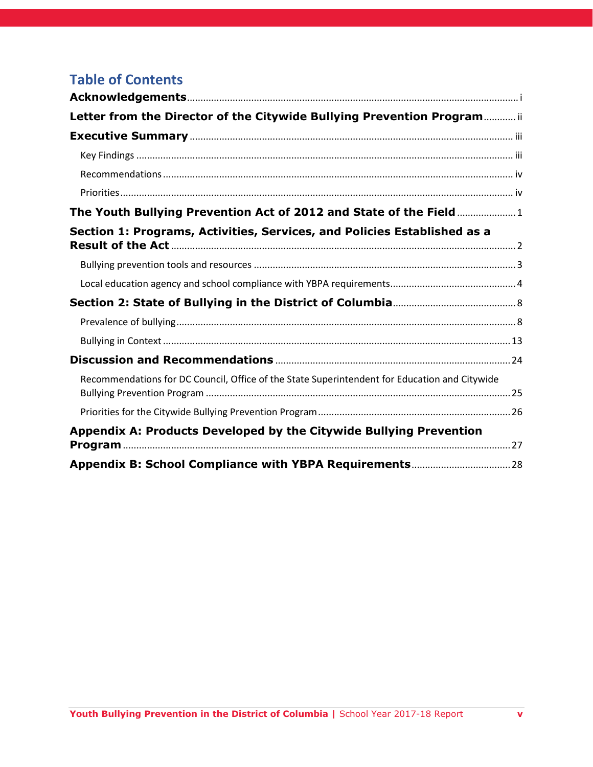# Table of Contents

**Acknowledgements** ..... i

**Letter from the Director of the Citywide Bullying Prevention Program** ..... ii

**Executive Summary** ..... iii

- Key Findings ..... iii
- Recommendations ..... iv
- Priorities ..... iv

**The Youth Bullying Prevention Act of 2012 and State of the Field** ..... 1

**Section 1: Programs, Activities, Services, and Policies Established as a Result of the Act** ..... 2

- Bullying prevention tools and resources ..... 3
- Local education agency and school compliance with YBPA requirements ..... 4

**Section 2: State of Bullying in the District of Columbia** ..... 8

- Prevalence of bullying ..... 8
- Bullying in Context ..... 13

**Discussion and Recommendations** ..... 24

- Recommendations for DC Council, Office of the State Superintendent for Education and Citywide Bullying Prevention Program ..... 25
- Priorities for the Citywide Bullying Prevention Program ..... 26

**Appendix A: Products Developed by the Citywide Bullying Prevention Program** ..... 27

**Appendix B: School Compliance with YBPA Requirements** ..... 28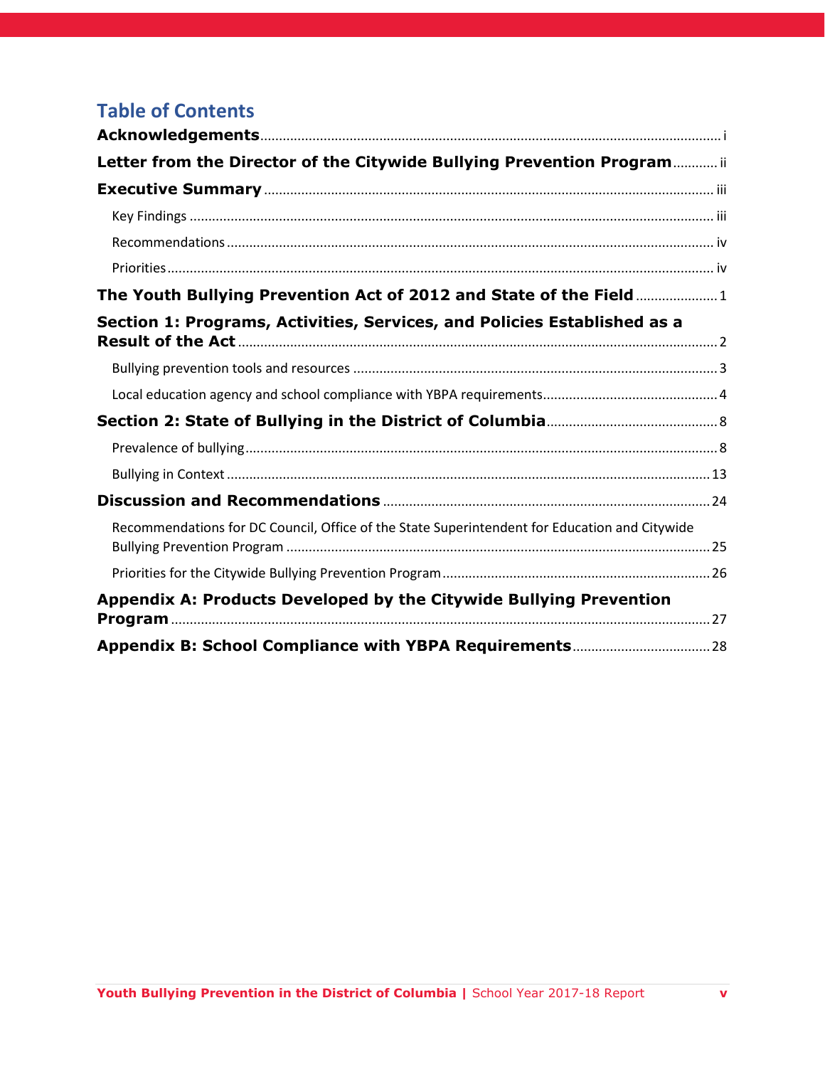# Table of Contents

**Acknowledgements** .......... i

**Letter from the Director of the Citywide Bullying Prevention Program** .......... ii

**Executive Summary** .......... iii

- Key Findings .......... iii
- Recommendations .......... iv
- Priorities .......... iv

**The Youth Bullying Prevention Act of 2012 and State of the Field** .......... 1

**Section 1: Programs, Activities, Services, and Policies Established as a Result of the Act** .......... 2

- Bullying prevention tools and resources .......... 3
- Local education agency and school compliance with YBPA requirements .......... 4

**Section 2: State of Bullying in the District of Columbia** .......... 8

- Prevalence of bullying .......... 8
- Bullying in Context .......... 13

**Discussion and Recommendations** .......... 24

- Recommendations for DC Council, Office of the State Superintendent for Education and Citywide Bullying Prevention Program .......... 25
- Priorities for the Citywide Bullying Prevention Program .......... 26

**Appendix A: Products Developed by the Citywide Bullying Prevention Program** .......... 27

**Appendix B: School Compliance with YBPA Requirements** .......... 28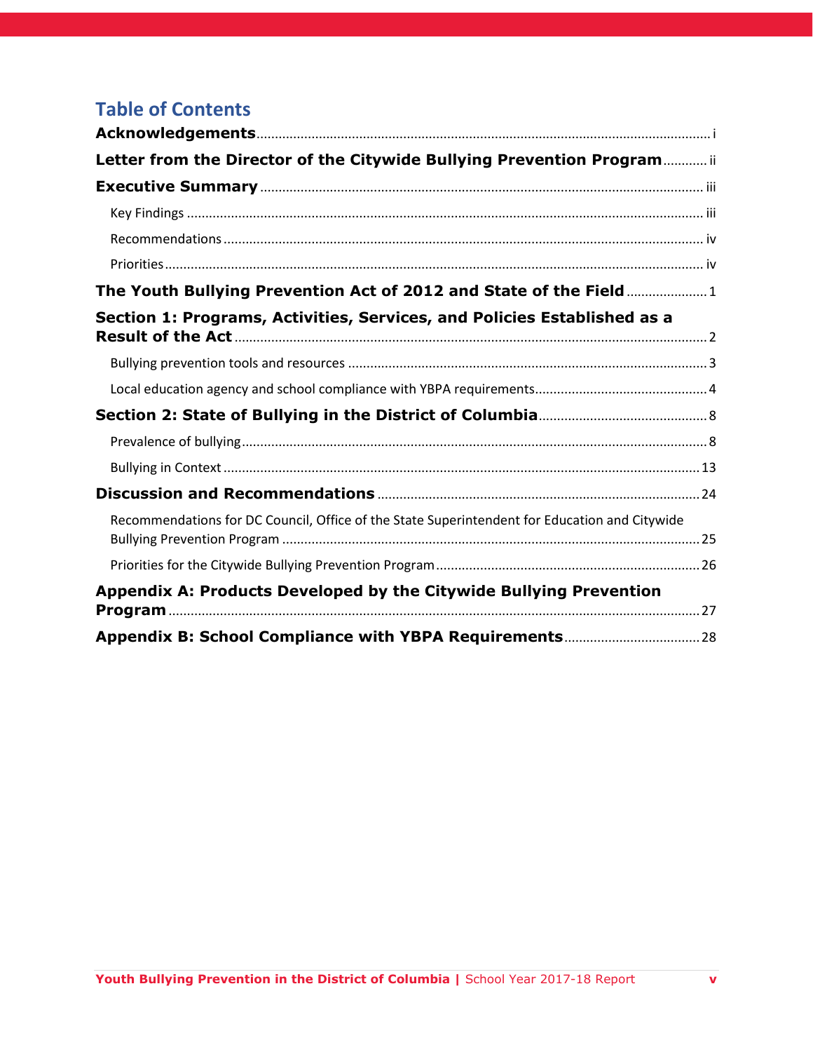# Table of Contents

**Acknowledgements** ........ i

**Letter from the Director of the Citywide Bullying Prevention Program** ........ ii

**Executive Summary** ........ iii

- Key Findings ........ iii
- Recommendations ........ iv
- Priorities ........ iv

**The Youth Bullying Prevention Act of 2012 and State of the Field** ........ 1

**Section 1: Programs, Activities, Services, and Policies Established as a Result of the Act** ........ 2

- Bullying prevention tools and resources ........ 3
- Local education agency and school compliance with YBPA requirements ........ 4

**Section 2: State of Bullying in the District of Columbia** ........ 8

- Prevalence of bullying ........ 8
- Bullying in Context ........ 13

**Discussion and Recommendations** ........ 24

- Recommendations for DC Council, Office of the State Superintendent for Education and Citywide Bullying Prevention Program ........ 25
- Priorities for the Citywide Bullying Prevention Program ........ 26

**Appendix A: Products Developed by the Citywide Bullying Prevention Program** ........ 27

**Appendix B: School Compliance with YBPA Requirements** ........ 28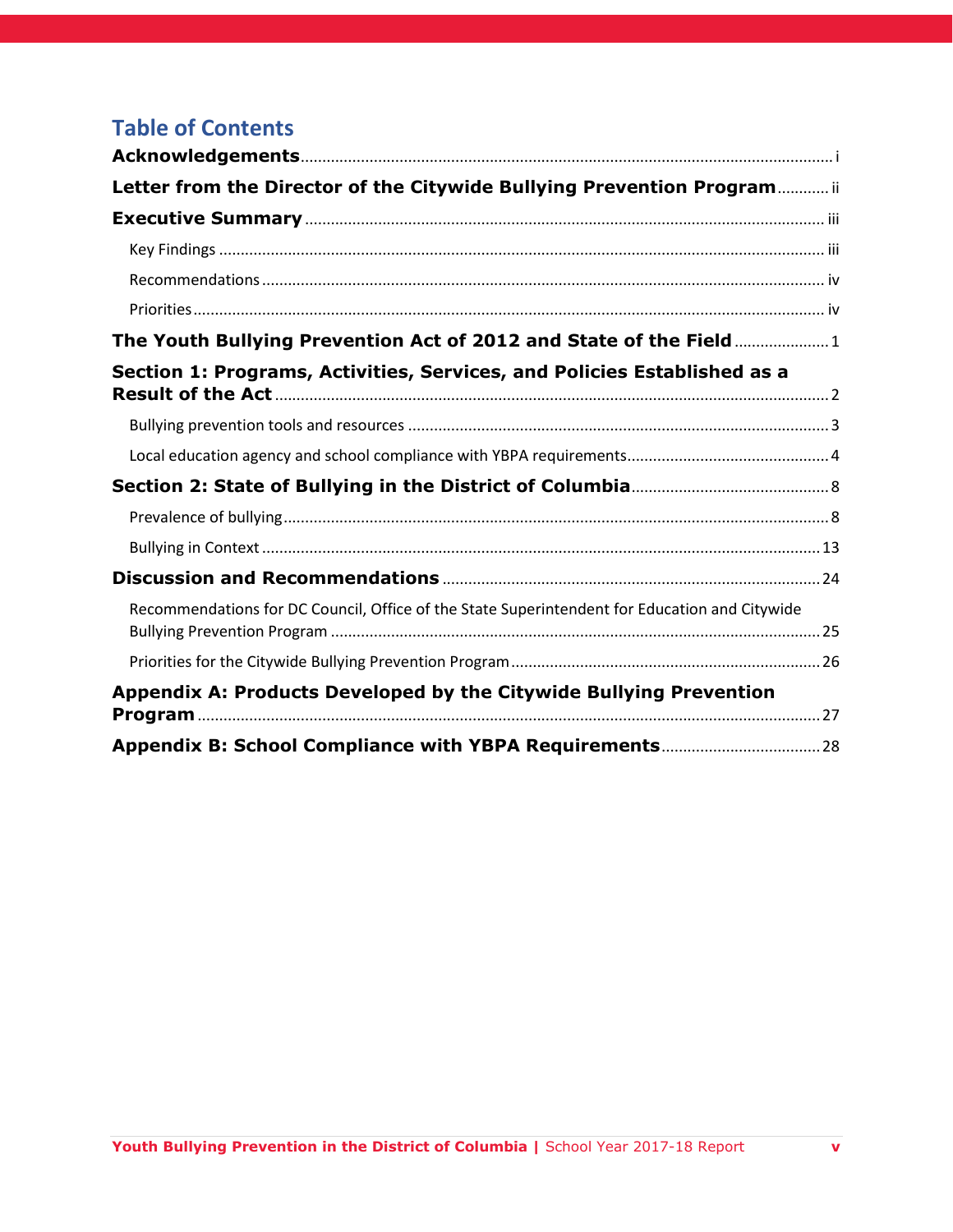# Table of Contents

**Acknowledgements** ........................................................ i

**Letter from the Director of the Citywide Bullying Prevention Program** ........................................................ ii

**Executive Summary** ........................................................ iii

- Key Findings ........................................................ iii
- Recommendations ........................................................ iv
- Priorities ........................................................ iv

**The Youth Bullying Prevention Act of 2012 and State of the Field** ........................................................ 1

**Section 1: Programs, Activities, Services, and Policies Established as a Result of the Act** ........................................................ 2

- Bullying prevention tools and resources ........................................................ 3
- Local education agency and school compliance with YBPA requirements ........................................................ 4

**Section 2: State of Bullying in the District of Columbia** ........................................................ 8

- Prevalence of bullying ........................................................ 8
- Bullying in Context ........................................................ 13

**Discussion and Recommendations** ........................................................ 24

- Recommendations for DC Council, Office of the State Superintendent for Education and Citywide Bullying Prevention Program ........................................................ 25
- Priorities for the Citywide Bullying Prevention Program ........................................................ 26

**Appendix A: Products Developed by the Citywide Bullying Prevention Program** ........................................................ 27

**Appendix B: School Compliance with YBPA Requirements** ........................................................ 28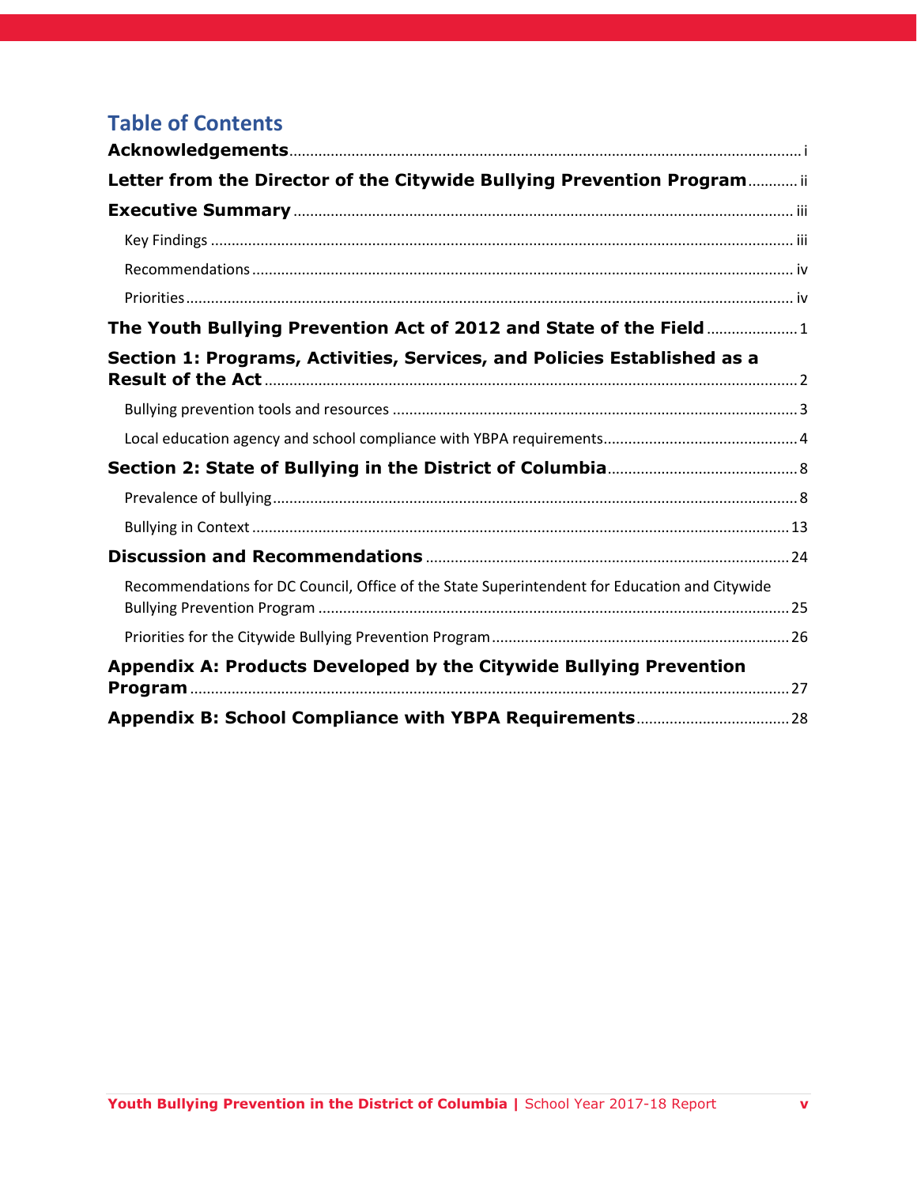## Table of Contents

**Acknowledgements** ........ i

**Letter from the Director of the Citywide Bullying Prevention Program** ........ ii

**Executive Summary** ........ iii

- Key Findings ........ iii
- Recommendations ........ iv
- Priorities ........ iv

**The Youth Bullying Prevention Act of 2012 and State of the Field** ........ 1

**Section 1: Programs, Activities, Services, and Policies Established as a Result of the Act** ........ 2

- Bullying prevention tools and resources ........ 3
- Local education agency and school compliance with YBPA requirements ........ 4

**Section 2: State of Bullying in the District of Columbia** ........ 8

- Prevalence of bullying ........ 8
- Bullying in Context ........ 13

**Discussion and Recommendations** ........ 24

- Recommendations for DC Council, Office of the State Superintendent for Education and Citywide Bullying Prevention Program ........ 25
- Priorities for the Citywide Bullying Prevention Program ........ 26

**Appendix A: Products Developed by the Citywide Bullying Prevention Program** ........ 27

**Appendix B: School Compliance with YBPA Requirements** ........ 28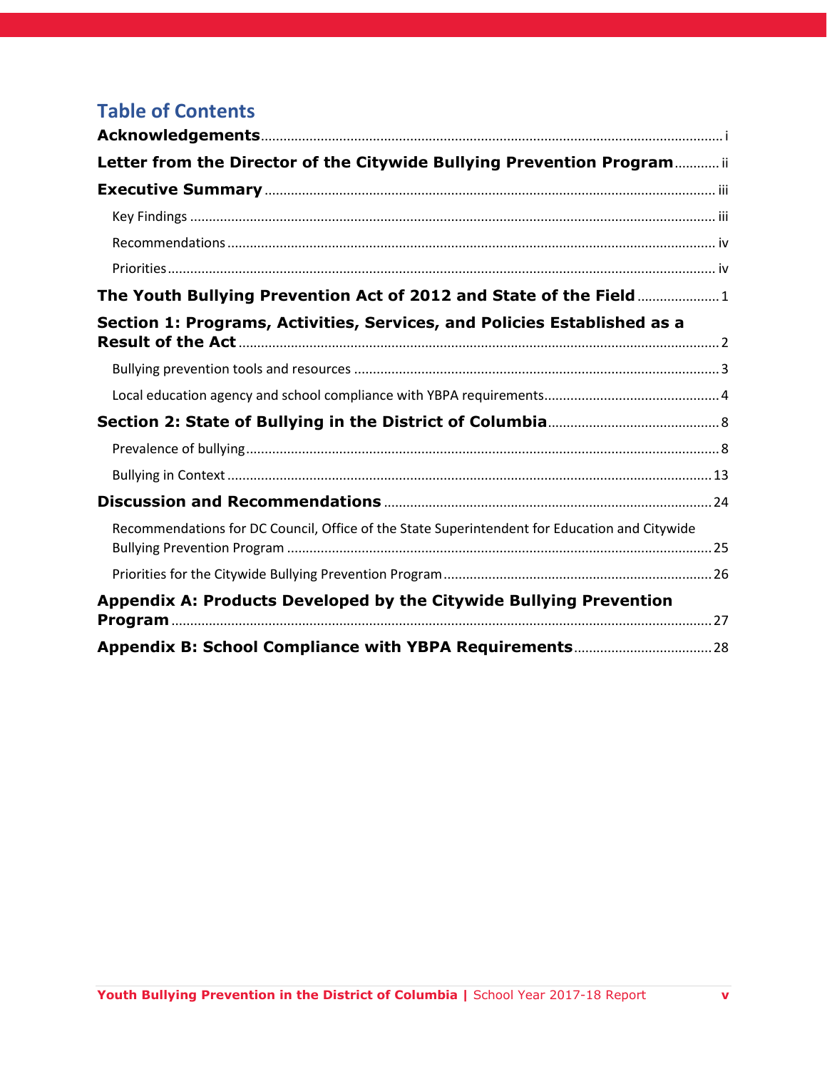## Table of Contents

**Acknowledgements** ........ i

**Letter from the Director of the Citywide Bullying Prevention Program** ........ ii

**Executive Summary** ........ iii

- Key Findings ........ iii
- Recommendations ........ iv
- Priorities ........ iv

**The Youth Bullying Prevention Act of 2012 and State of the Field** ........ 1

**Section 1: Programs, Activities, Services, and Policies Established as a Result of the Act** ........ 2

- Bullying prevention tools and resources ........ 3
- Local education agency and school compliance with YBPA requirements ........ 4

**Section 2: State of Bullying in the District of Columbia** ........ 8

- Prevalence of bullying ........ 8
- Bullying in Context ........ 13

**Discussion and Recommendations** ........ 24

- Recommendations for DC Council, Office of the State Superintendent for Education and Citywide Bullying Prevention Program ........ 25
- Priorities for the Citywide Bullying Prevention Program ........ 26

**Appendix A: Products Developed by the Citywide Bullying Prevention Program** ........ 27

**Appendix B: School Compliance with YBPA Requirements** ........ 28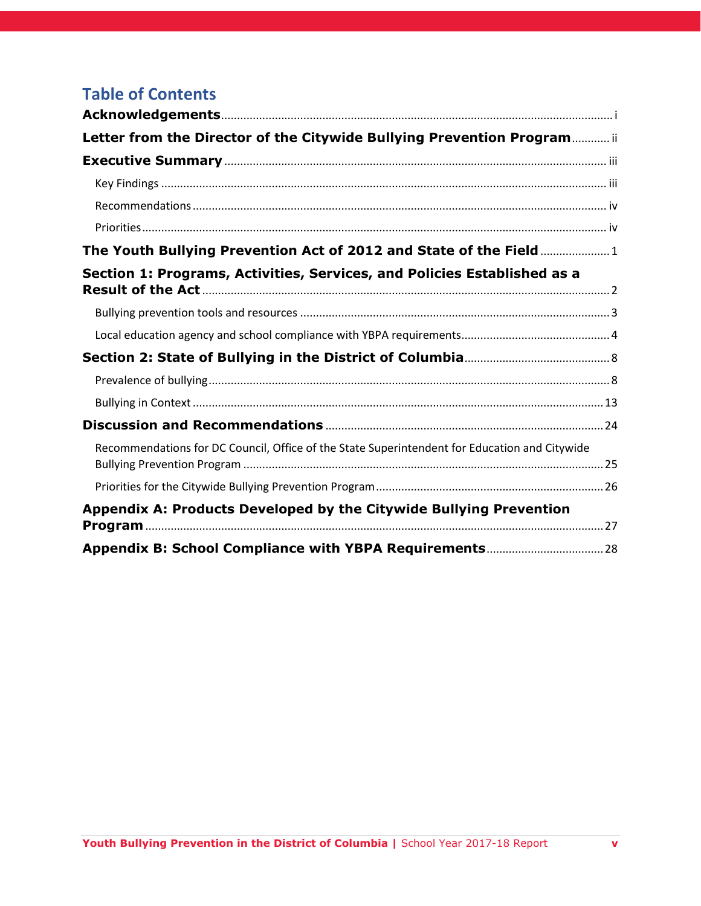# Table of Contents

**Acknowledgements** ... i

**Letter from the Director of the Citywide Bullying Prevention Program** ... ii

**Executive Summary** ... iii

- Key Findings ... iii
- Recommendations ... iv
- Priorities ... iv

**The Youth Bullying Prevention Act of 2012 and State of the Field** ... 1

**Section 1: Programs, Activities, Services, and Policies Established as a Result of the Act** ... 2

- Bullying prevention tools and resources ... 3
- Local education agency and school compliance with YBPA requirements ... 4

**Section 2: State of Bullying in the District of Columbia** ... 8

- Prevalence of bullying ... 8
- Bullying in Context ... 13

**Discussion and Recommendations** ... 24

- Recommendations for DC Council, Office of the State Superintendent for Education and Citywide Bullying Prevention Program ... 25
- Priorities for the Citywide Bullying Prevention Program ... 26

**Appendix A: Products Developed by the Citywide Bullying Prevention Program** ... 27

**Appendix B: School Compliance with YBPA Requirements** ... 28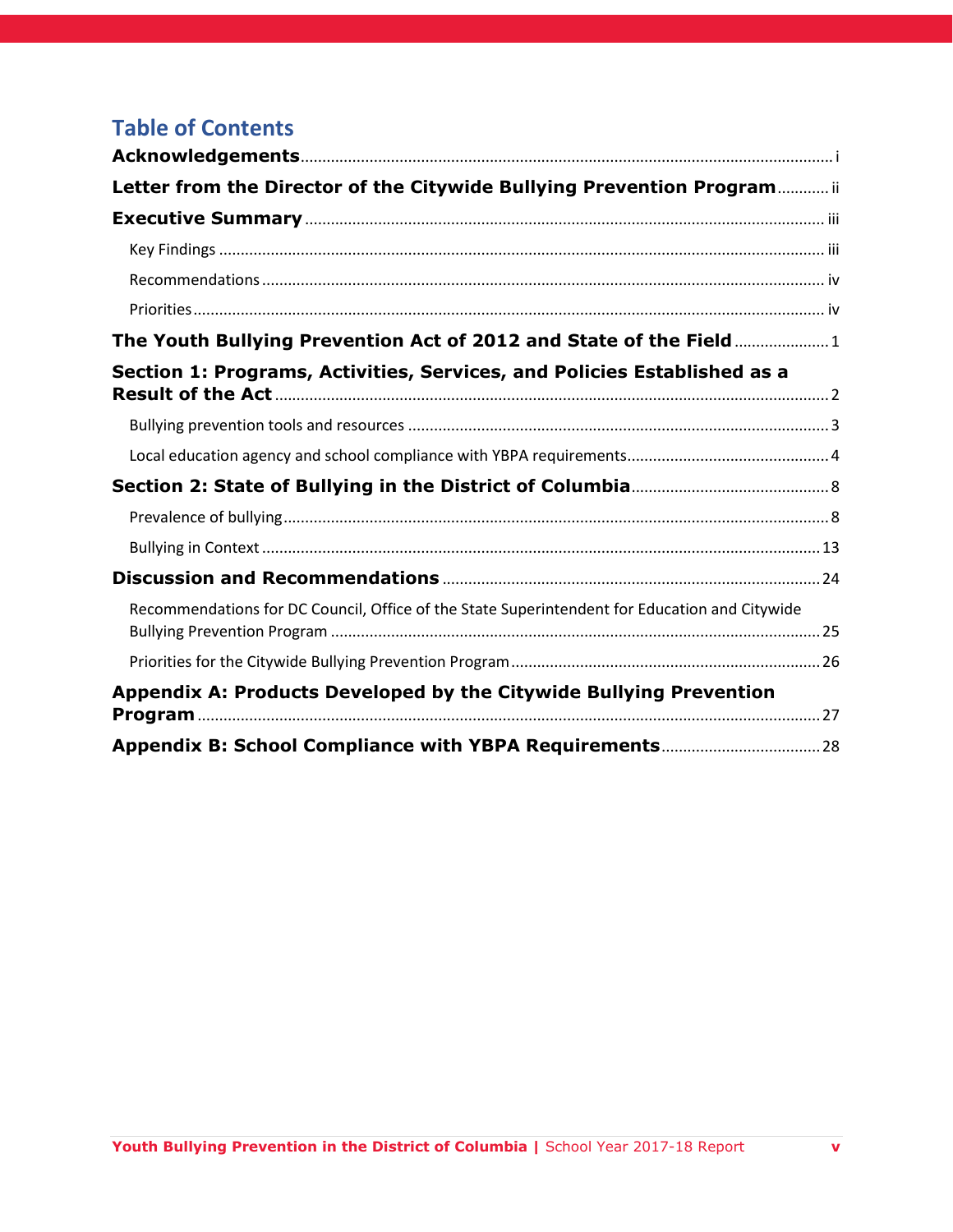# Table of Contents

**Acknowledgements** .......... i

**Letter from the Director of the Citywide Bullying Prevention Program** .......... ii

**Executive Summary** .......... iii

- Key Findings .......... iii
- Recommendations .......... iv
- Priorities .......... iv

**The Youth Bullying Prevention Act of 2012 and State of the Field** .......... 1

**Section 1: Programs, Activities, Services, and Policies Established as a Result of the Act** .......... 2

- Bullying prevention tools and resources .......... 3
- Local education agency and school compliance with YBPA requirements .......... 4

**Section 2: State of Bullying in the District of Columbia** .......... 8

- Prevalence of bullying .......... 8
- Bullying in Context .......... 13

**Discussion and Recommendations** .......... 24

- Recommendations for DC Council, Office of the State Superintendent for Education and Citywide Bullying Prevention Program .......... 25
- Priorities for the Citywide Bullying Prevention Program .......... 26

**Appendix A: Products Developed by the Citywide Bullying Prevention Program** .......... 27

**Appendix B: School Compliance with YBPA Requirements** .......... 28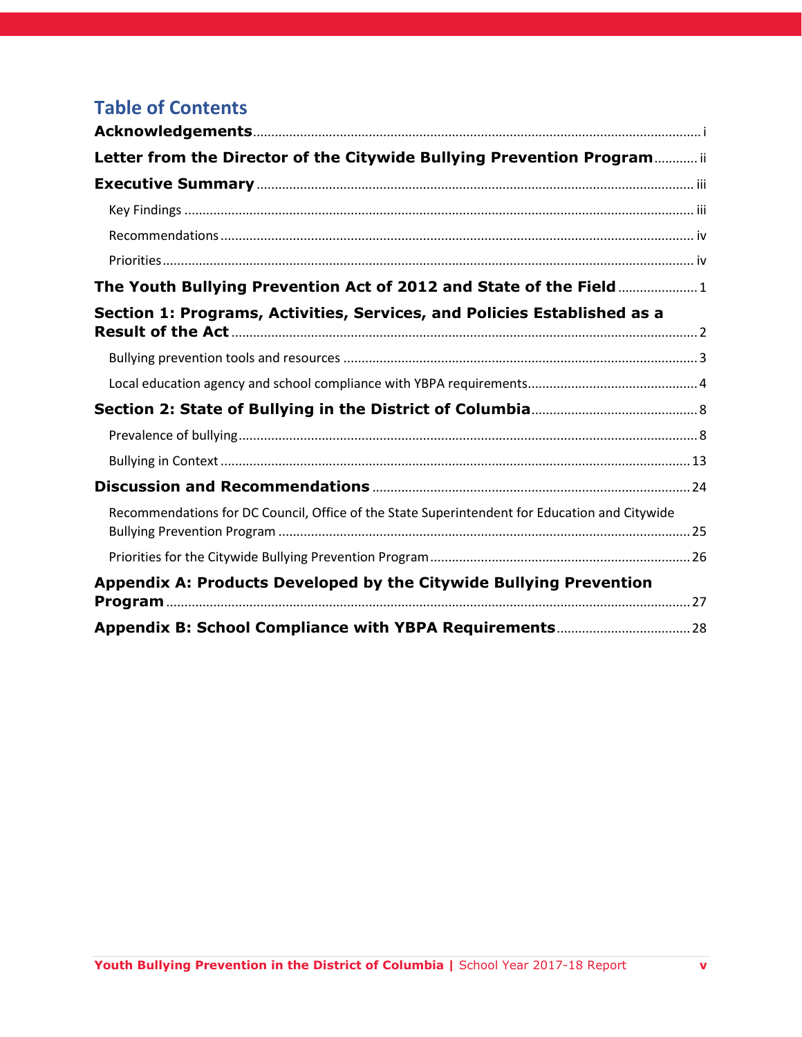## Table of Contents

**Acknowledgements** ............................................................ i

**Letter from the Director of the Citywide Bullying Prevention Program** ............ ii

**Executive Summary** ............................................................ iii

- Key Findings ............................................................ iii
- Recommendations ............................................................ iv
- Priorities ............................................................ iv

**The Youth Bullying Prevention Act of 2012 and State of the Field** ............ 1

**Section 1: Programs, Activities, Services, and Policies Established as a Result of the Act** ............ 2

- Bullying prevention tools and resources ............................................................ 3
- Local education agency and school compliance with YBPA requirements ............ 4

**Section 2: State of Bullying in the District of Columbia** ............ 8

- Prevalence of bullying ............................................................ 8
- Bullying in Context ............................................................ 13

**Discussion and Recommendations** ............................................................ 24

- Recommendations for DC Council, Office of the State Superintendent for Education and Citywide Bullying Prevention Program ............................................................ 25
- Priorities for the Citywide Bullying Prevention Program ............................................................ 26

**Appendix A: Products Developed by the Citywide Bullying Prevention Program** ............ 27

**Appendix B: School Compliance with YBPA Requirements** ............ 28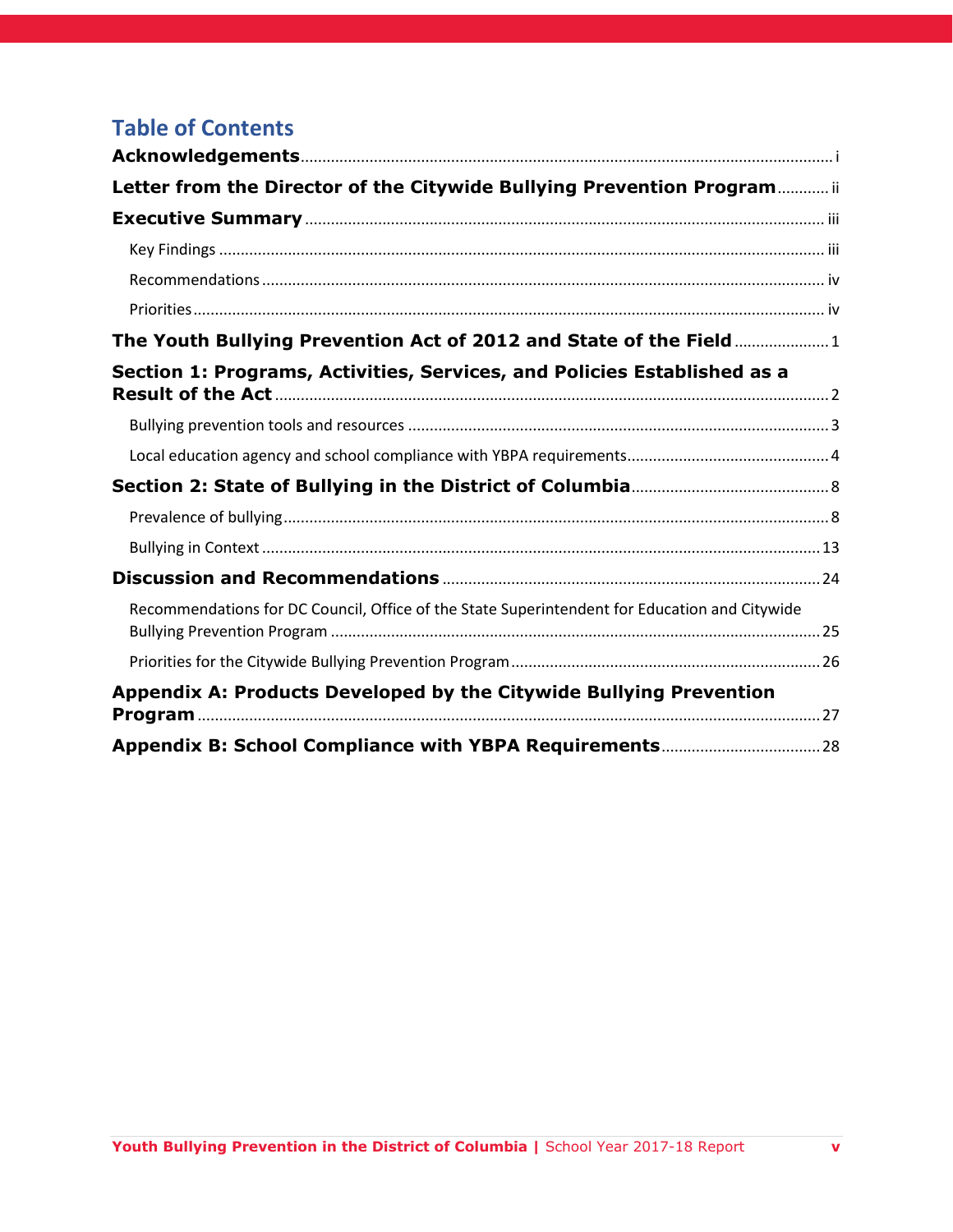# Table of Contents

**Acknowledgements** ..... i

**Letter from the Director of the Citywide Bullying Prevention Program** ..... ii

**Executive Summary** ..... iii

- Key Findings ..... iii
- Recommendations ..... iv
- Priorities ..... iv

**The Youth Bullying Prevention Act of 2012 and State of the Field** ..... 1

**Section 1: Programs, Activities, Services, and Policies Established as a Result of the Act** ..... 2

- Bullying prevention tools and resources ..... 3
- Local education agency and school compliance with YBPA requirements ..... 4

**Section 2: State of Bullying in the District of Columbia** ..... 8

- Prevalence of bullying ..... 8
- Bullying in Context ..... 13

**Discussion and Recommendations** ..... 24

- Recommendations for DC Council, Office of the State Superintendent for Education and Citywide Bullying Prevention Program ..... 25
- Priorities for the Citywide Bullying Prevention Program ..... 26

**Appendix A: Products Developed by the Citywide Bullying Prevention Program** ..... 27

**Appendix B: School Compliance with YBPA Requirements** ..... 28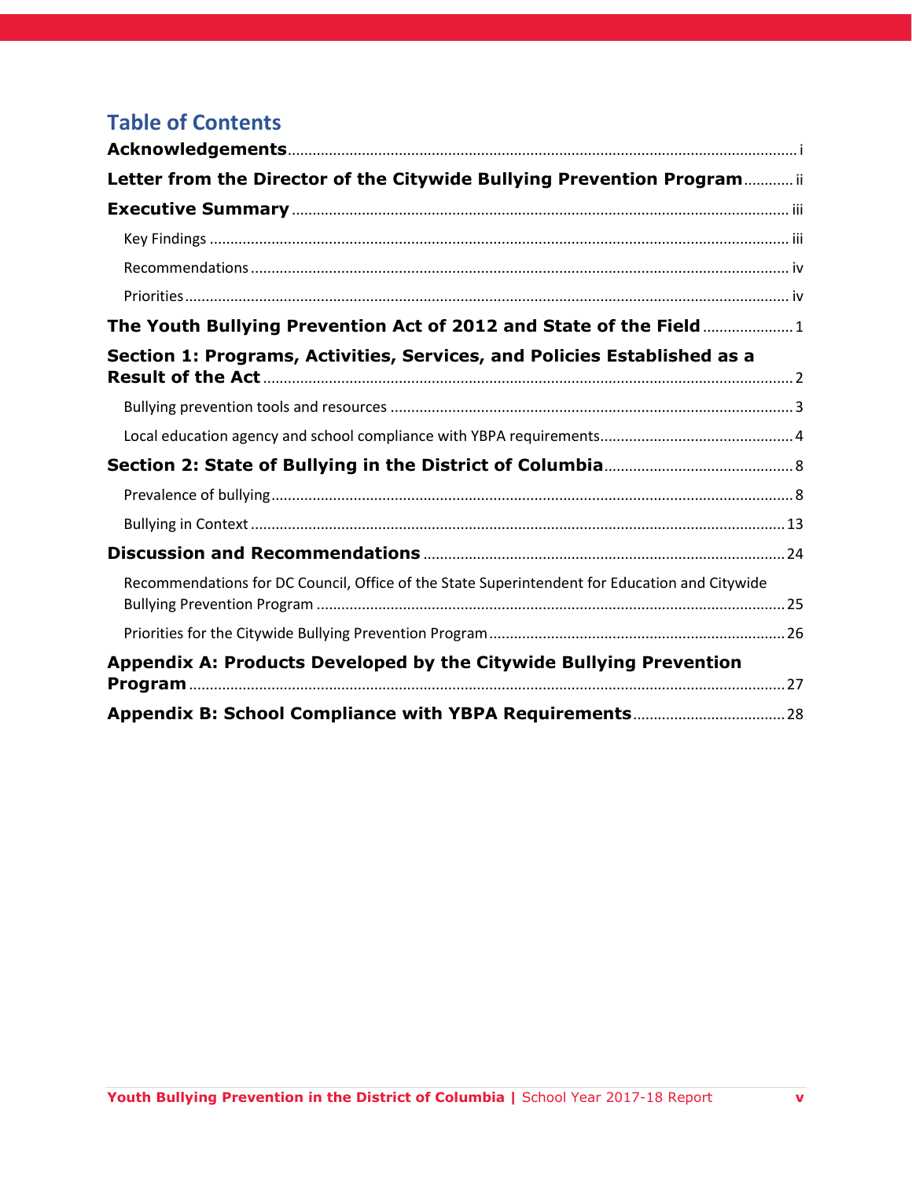# Table of Contents

**Acknowledgements** ..... i

**Letter from the Director of the Citywide Bullying Prevention Program** ..... ii

**Executive Summary** ..... iii

- Key Findings ..... iii
- Recommendations ..... iv
- Priorities ..... iv

**The Youth Bullying Prevention Act of 2012 and State of the Field** ..... 1

**Section 1: Programs, Activities, Services, and Policies Established as a Result of the Act** ..... 2

- Bullying prevention tools and resources ..... 3
- Local education agency and school compliance with YBPA requirements ..... 4

**Section 2: State of Bullying in the District of Columbia** ..... 8

- Prevalence of bullying ..... 8
- Bullying in Context ..... 13

**Discussion and Recommendations** ..... 24

- Recommendations for DC Council, Office of the State Superintendent for Education and Citywide Bullying Prevention Program ..... 25
- Priorities for the Citywide Bullying Prevention Program ..... 26

**Appendix A: Products Developed by the Citywide Bullying Prevention Program** ..... 27

**Appendix B: School Compliance with YBPA Requirements** ..... 28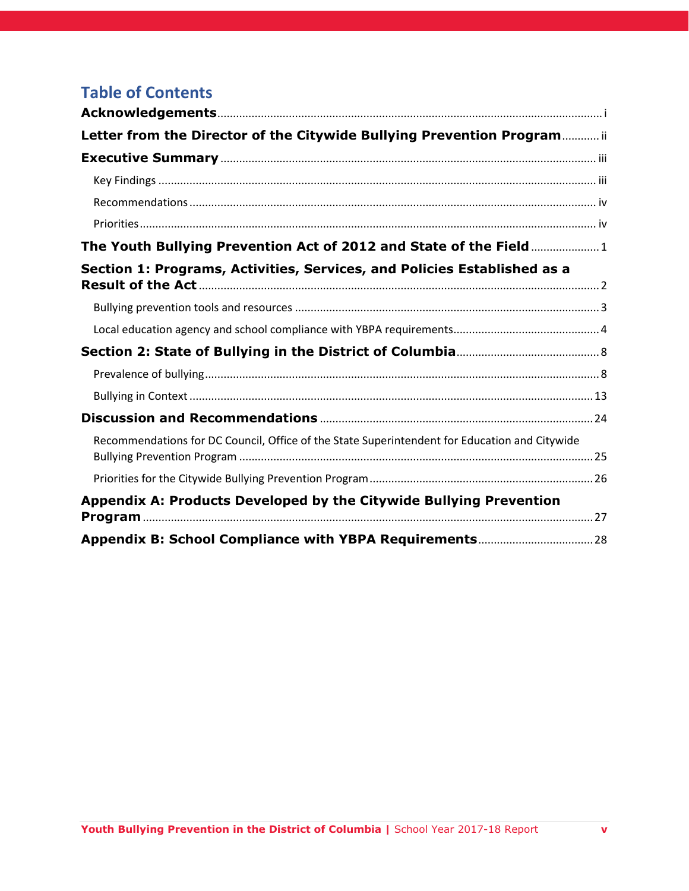## Table of Contents

**Acknowledgements** ..... i

**Letter from the Director of the Citywide Bullying Prevention Program** ..... ii

**Executive Summary** ..... iii

- Key Findings ..... iii
- Recommendations ..... iv
- Priorities ..... iv

**The Youth Bullying Prevention Act of 2012 and State of the Field** ..... 1

**Section 1: Programs, Activities, Services, and Policies Established as a Result of the Act** ..... 2

- Bullying prevention tools and resources ..... 3
- Local education agency and school compliance with YBPA requirements ..... 4

**Section 2: State of Bullying in the District of Columbia** ..... 8

- Prevalence of bullying ..... 8
- Bullying in Context ..... 13

**Discussion and Recommendations** ..... 24

- Recommendations for DC Council, Office of the State Superintendent for Education and Citywide Bullying Prevention Program ..... 25
- Priorities for the Citywide Bullying Prevention Program ..... 26

**Appendix A: Products Developed by the Citywide Bullying Prevention Program** ..... 27

**Appendix B: School Compliance with YBPA Requirements** ..... 28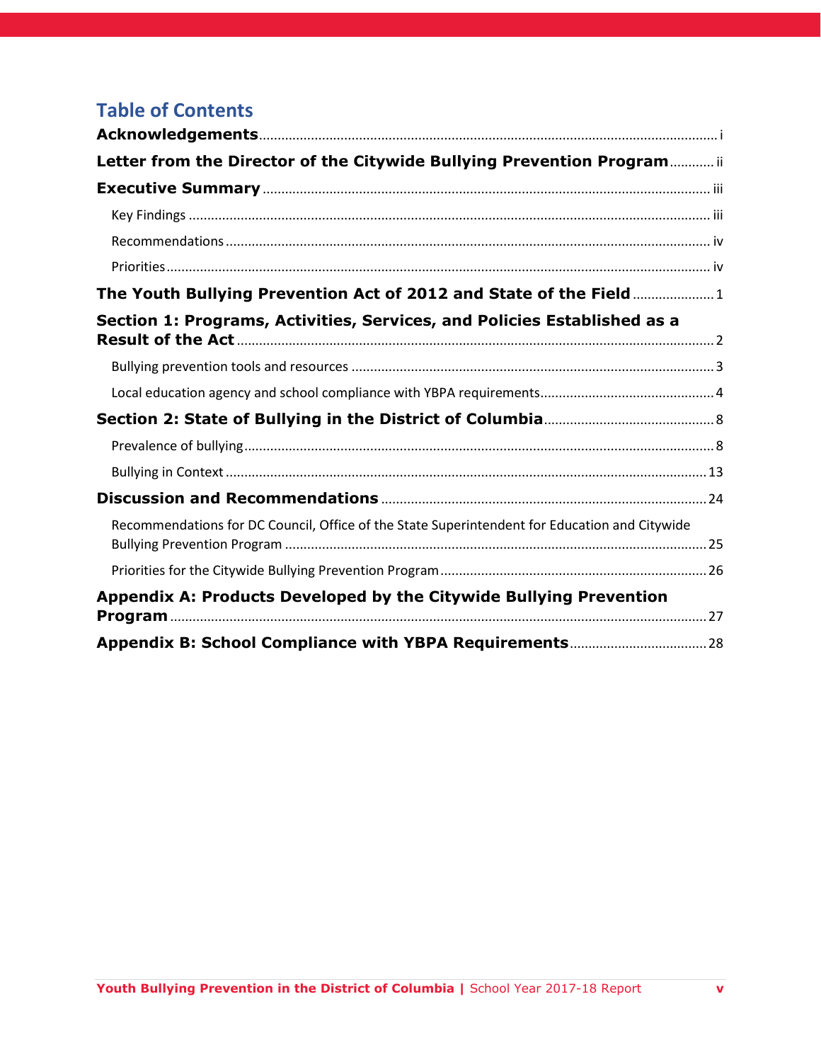## Table of Contents

**Acknowledgements** ..... i

**Letter from the Director of the Citywide Bullying Prevention Program** ..... ii

**Executive Summary** ..... iii

- Key Findings ..... iii
- Recommendations ..... iv
- Priorities ..... iv

**The Youth Bullying Prevention Act of 2012 and State of the Field** ..... 1

**Section 1: Programs, Activities, Services, and Policies Established as a Result of the Act** ..... 2

- Bullying prevention tools and resources ..... 3
- Local education agency and school compliance with YBPA requirements ..... 4

**Section 2: State of Bullying in the District of Columbia** ..... 8

- Prevalence of bullying ..... 8
- Bullying in Context ..... 13

**Discussion and Recommendations** ..... 24

- Recommendations for DC Council, Office of the State Superintendent for Education and Citywide Bullying Prevention Program ..... 25
- Priorities for the Citywide Bullying Prevention Program ..... 26

**Appendix A: Products Developed by the Citywide Bullying Prevention Program** ..... 27

**Appendix B: School Compliance with YBPA Requirements** ..... 28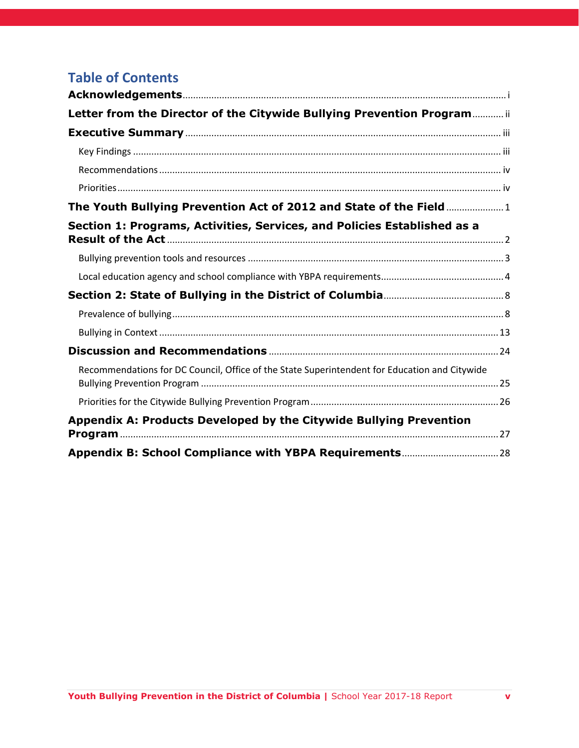## Table of Contents

**Acknowledgements** ........ i

**Letter from the Director of the Citywide Bullying Prevention Program** ........ ii

**Executive Summary** ........ iii

- Key Findings ........ iii
- Recommendations ........ iv
- Priorities ........ iv

**The Youth Bullying Prevention Act of 2012 and State of the Field** ........ 1

**Section 1: Programs, Activities, Services, and Policies Established as a Result of the Act** ........ 2

- Bullying prevention tools and resources ........ 3
- Local education agency and school compliance with YBPA requirements ........ 4

**Section 2: State of Bullying in the District of Columbia** ........ 8

- Prevalence of bullying ........ 8
- Bullying in Context ........ 13

**Discussion and Recommendations** ........ 24

- Recommendations for DC Council, Office of the State Superintendent for Education and Citywide Bullying Prevention Program ........ 25
- Priorities for the Citywide Bullying Prevention Program ........ 26

**Appendix A: Products Developed by the Citywide Bullying Prevention Program** ........ 27

**Appendix B: School Compliance with YBPA Requirements** ........ 28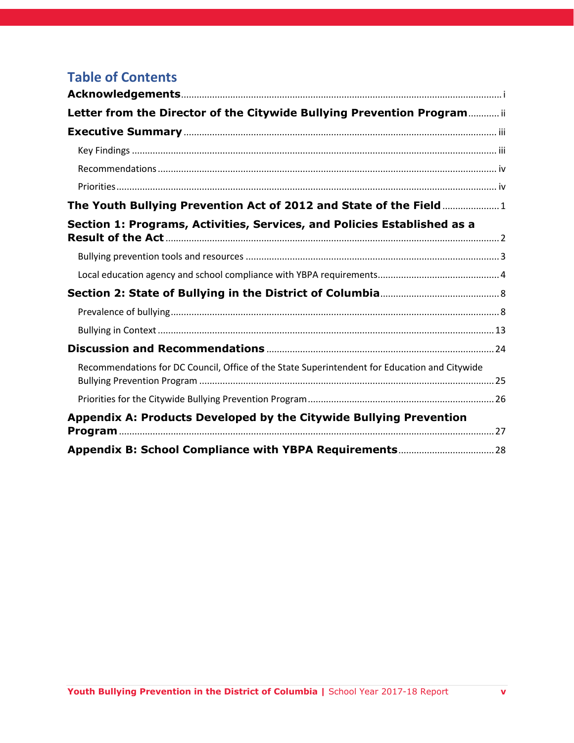# Table of Contents

**Acknowledgements** ..... i

**Letter from the Director of the Citywide Bullying Prevention Program** ..... ii

**Executive Summary** ..... iii

- Key Findings ..... iii
- Recommendations ..... iv
- Priorities ..... iv

**The Youth Bullying Prevention Act of 2012 and State of the Field** ..... 1

**Section 1: Programs, Activities, Services, and Policies Established as a Result of the Act** ..... 2

- Bullying prevention tools and resources ..... 3
- Local education agency and school compliance with YBPA requirements ..... 4

**Section 2: State of Bullying in the District of Columbia** ..... 8

- Prevalence of bullying ..... 8
- Bullying in Context ..... 13

**Discussion and Recommendations** ..... 24

- Recommendations for DC Council, Office of the State Superintendent for Education and Citywide Bullying Prevention Program ..... 25
- Priorities for the Citywide Bullying Prevention Program ..... 26

**Appendix A: Products Developed by the Citywide Bullying Prevention Program** ..... 27

**Appendix B: School Compliance with YBPA Requirements** ..... 28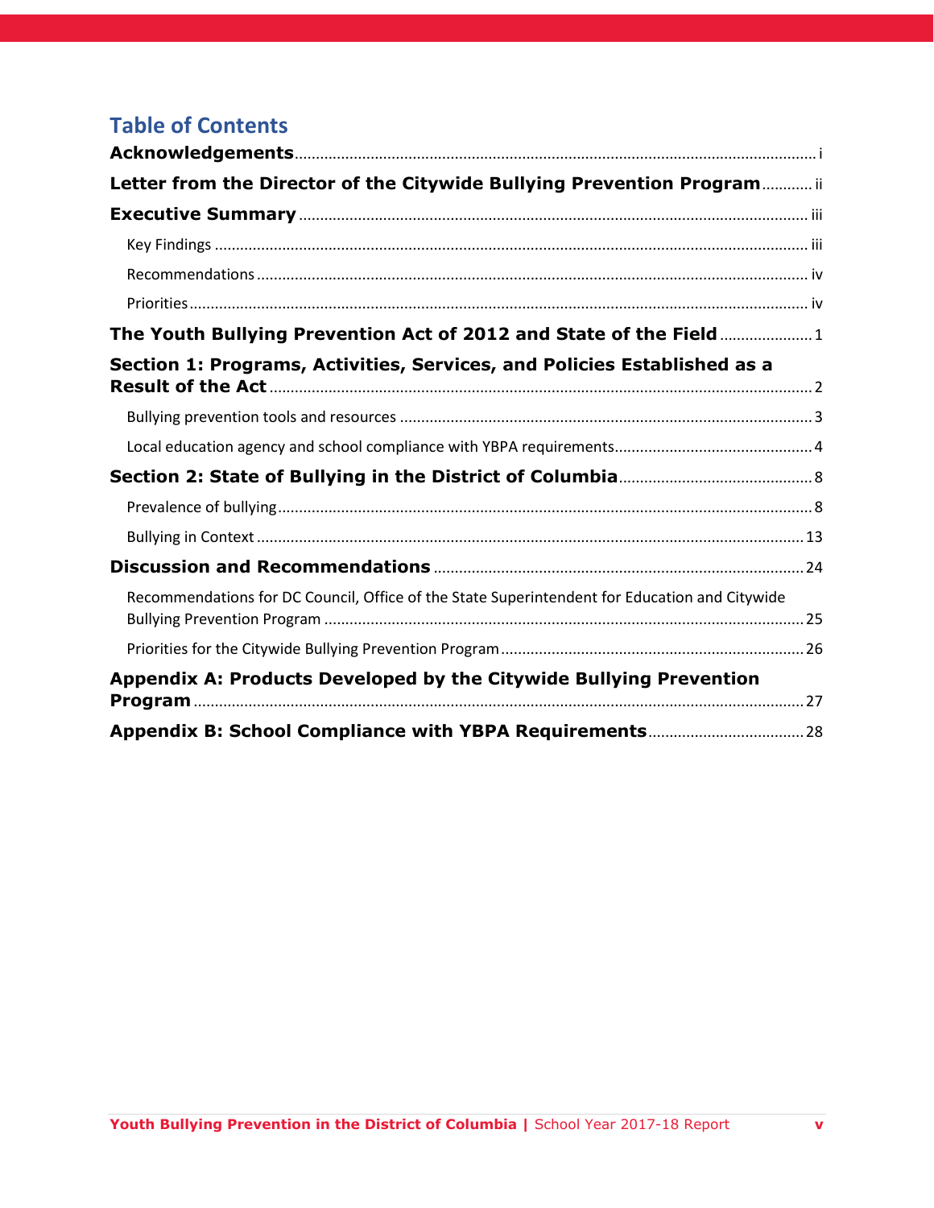# Table of Contents

**Acknowledgements** ........ i

**Letter from the Director of the Citywide Bullying Prevention Program** ........ ii

**Executive Summary** ........ iii

- Key Findings ........ iii
- Recommendations ........ iv
- Priorities ........ iv

**The Youth Bullying Prevention Act of 2012 and State of the Field** ........ 1

**Section 1: Programs, Activities, Services, and Policies Established as a Result of the Act** ........ 2

- Bullying prevention tools and resources ........ 3
- Local education agency and school compliance with YBPA requirements ........ 4

**Section 2: State of Bullying in the District of Columbia** ........ 8

- Prevalence of bullying ........ 8
- Bullying in Context ........ 13

**Discussion and Recommendations** ........ 24

- Recommendations for DC Council, Office of the State Superintendent for Education and Citywide Bullying Prevention Program ........ 25
- Priorities for the Citywide Bullying Prevention Program ........ 26

**Appendix A: Products Developed by the Citywide Bullying Prevention Program** ........ 27

**Appendix B: School Compliance with YBPA Requirements** ........ 28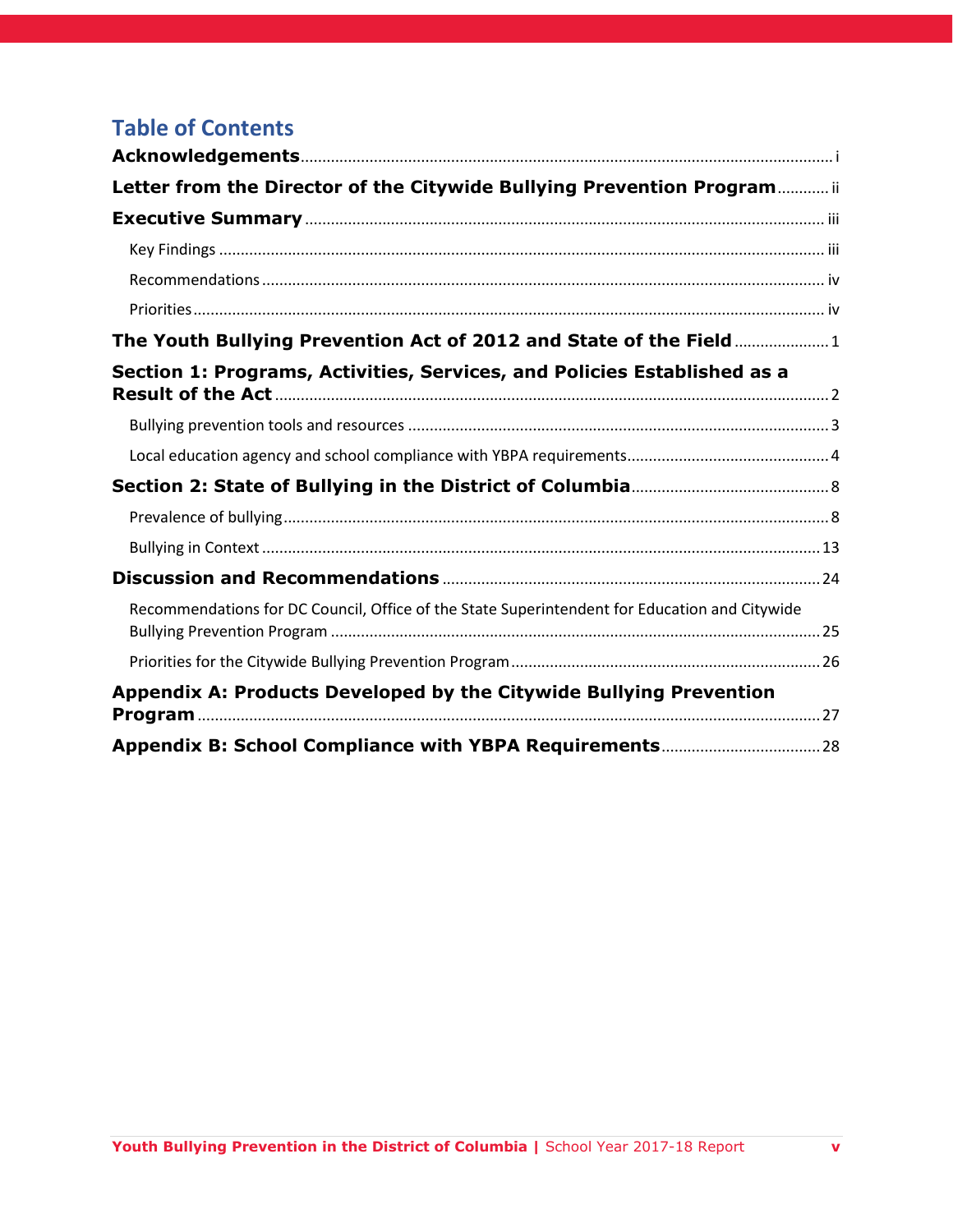# Table of Contents

**Acknowledgements** ........ i

**Letter from the Director of the Citywide Bullying Prevention Program** ........ ii

**Executive Summary** ........ iii

- Key Findings ........ iii
- Recommendations ........ iv
- Priorities ........ iv

**The Youth Bullying Prevention Act of 2012 and State of the Field** ........ 1

**Section 1: Programs, Activities, Services, and Policies Established as a Result of the Act** ........ 2

- Bullying prevention tools and resources ........ 3
- Local education agency and school compliance with YBPA requirements ........ 4

**Section 2: State of Bullying in the District of Columbia** ........ 8

- Prevalence of bullying ........ 8
- Bullying in Context ........ 13

**Discussion and Recommendations** ........ 24

- Recommendations for DC Council, Office of the State Superintendent for Education and Citywide Bullying Prevention Program ........ 25
- Priorities for the Citywide Bullying Prevention Program ........ 26

**Appendix A: Products Developed by the Citywide Bullying Prevention Program** ........ 27

**Appendix B: School Compliance with YBPA Requirements** ........ 28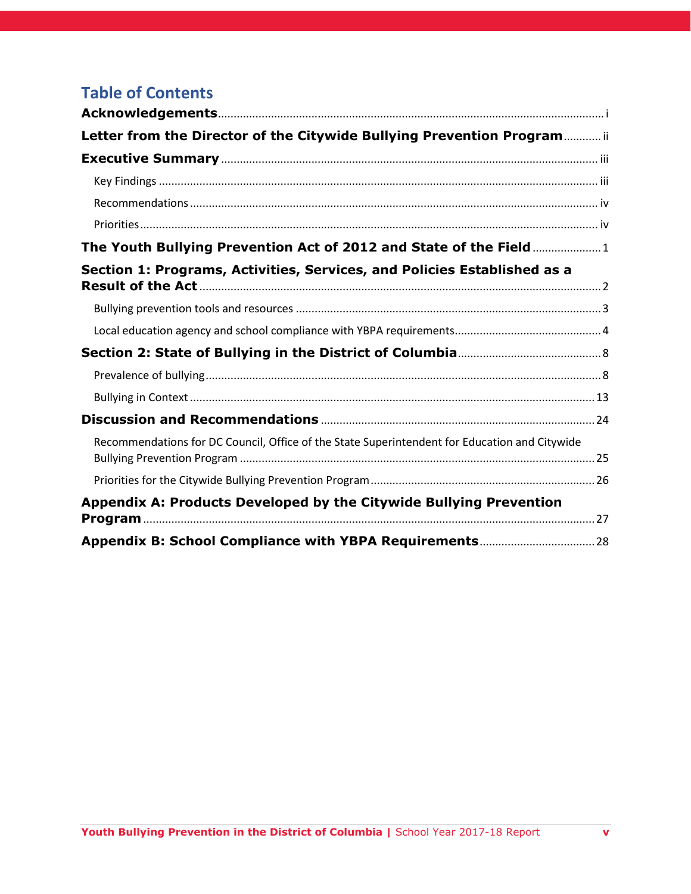# Table of Contents

**Acknowledgements** ... i

**Letter from the Director of the Citywide Bullying Prevention Program** ... ii

**Executive Summary** ... iii

- Key Findings ... iii
- Recommendations ... iv
- Priorities ... iv

**The Youth Bullying Prevention Act of 2012 and State of the Field** ... 1

**Section 1: Programs, Activities, Services, and Policies Established as a Result of the Act** ... 2

- Bullying prevention tools and resources ... 3
- Local education agency and school compliance with YBPA requirements ... 4

**Section 2: State of Bullying in the District of Columbia** ... 8

- Prevalence of bullying ... 8
- Bullying in Context ... 13

**Discussion and Recommendations** ... 24

- Recommendations for DC Council, Office of the State Superintendent for Education and Citywide Bullying Prevention Program ... 25
- Priorities for the Citywide Bullying Prevention Program ... 26

**Appendix A: Products Developed by the Citywide Bullying Prevention Program** ... 27

**Appendix B: School Compliance with YBPA Requirements** ... 28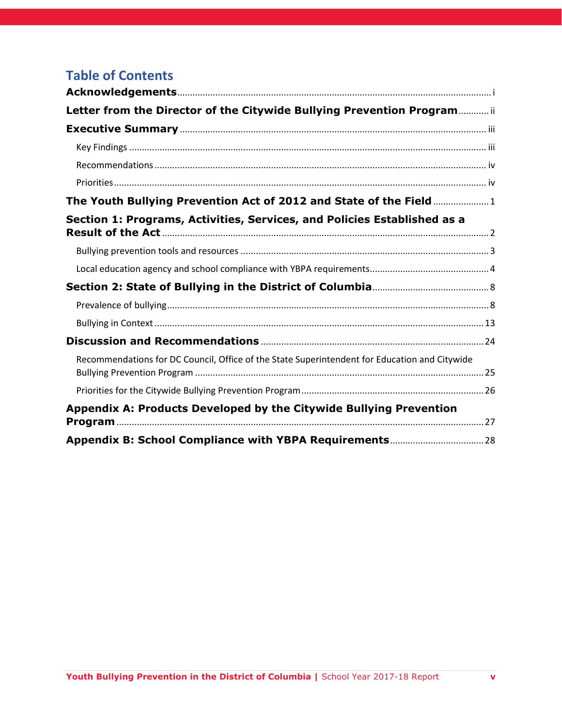## Table of Contents

**Acknowledgements** ........ i

**Letter from the Director of the Citywide Bullying Prevention Program** ........ ii

**Executive Summary** ........ iii

- Key Findings ........ iii
- Recommendations ........ iv
- Priorities ........ iv

**The Youth Bullying Prevention Act of 2012 and State of the Field** ........ 1

**Section 1: Programs, Activities, Services, and Policies Established as a Result of the Act** ........ 2

- Bullying prevention tools and resources ........ 3
- Local education agency and school compliance with YBPA requirements ........ 4

**Section 2: State of Bullying in the District of Columbia** ........ 8

- Prevalence of bullying ........ 8
- Bullying in Context ........ 13

**Discussion and Recommendations** ........ 24

- Recommendations for DC Council, Office of the State Superintendent for Education and Citywide Bullying Prevention Program ........ 25
- Priorities for the Citywide Bullying Prevention Program ........ 26

**Appendix A: Products Developed by the Citywide Bullying Prevention Program** ........ 27

**Appendix B: School Compliance with YBPA Requirements** ........ 28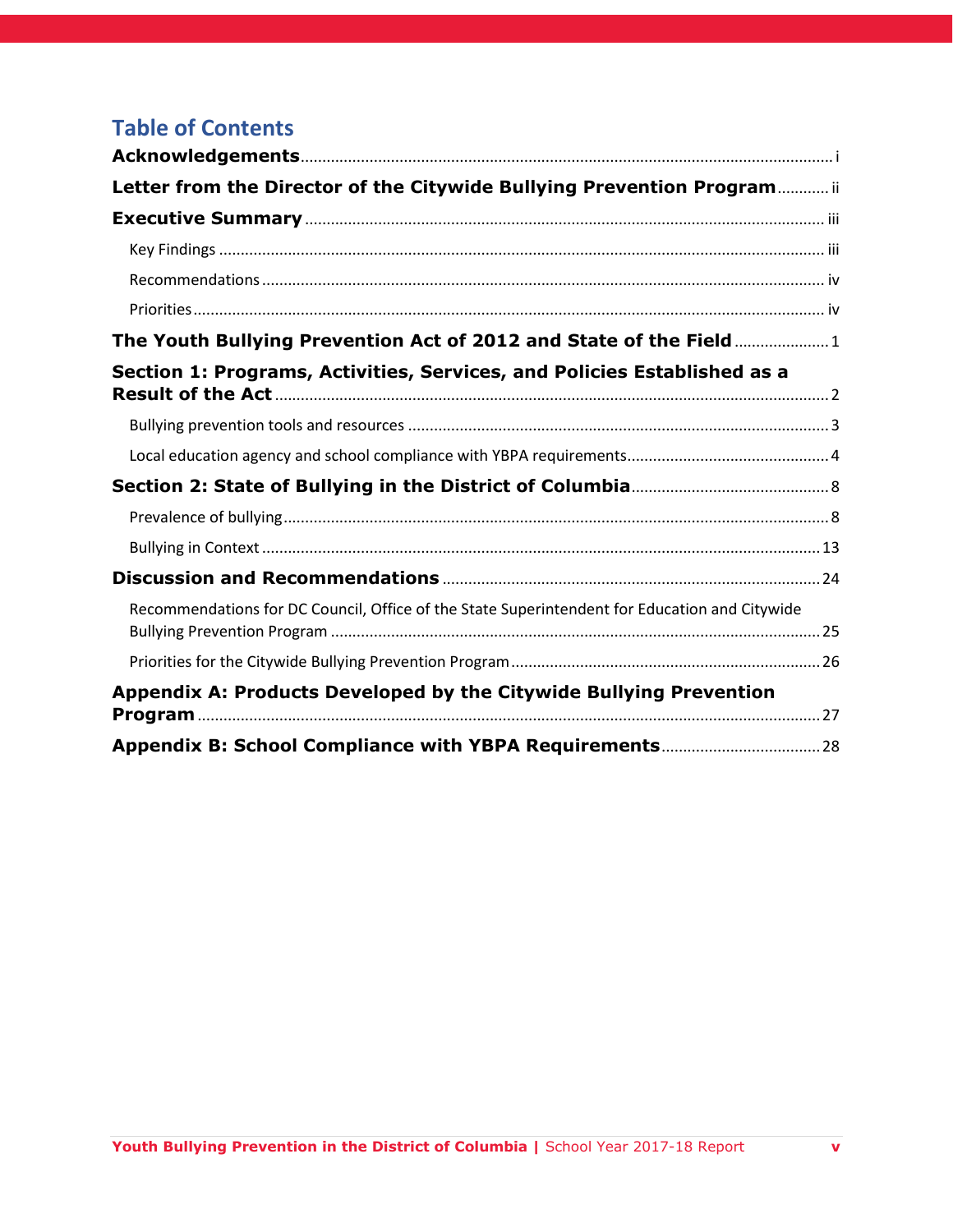# Table of Contents

**Acknowledgements** .......... i

**Letter from the Director of the Citywide Bullying Prevention Program** .......... ii

**Executive Summary** .......... iii

- Key Findings .......... iii
- Recommendations .......... iv
- Priorities .......... iv

**The Youth Bullying Prevention Act of 2012 and State of the Field** .......... 1

**Section 1: Programs, Activities, Services, and Policies Established as a Result of the Act** .......... 2

- Bullying prevention tools and resources .......... 3
- Local education agency and school compliance with YBPA requirements .......... 4

**Section 2: State of Bullying in the District of Columbia** .......... 8

- Prevalence of bullying .......... 8
- Bullying in Context .......... 13

**Discussion and Recommendations** .......... 24

- Recommendations for DC Council, Office of the State Superintendent for Education and Citywide Bullying Prevention Program .......... 25
- Priorities for the Citywide Bullying Prevention Program .......... 26

**Appendix A: Products Developed by the Citywide Bullying Prevention Program** .......... 27

**Appendix B: School Compliance with YBPA Requirements** .......... 28